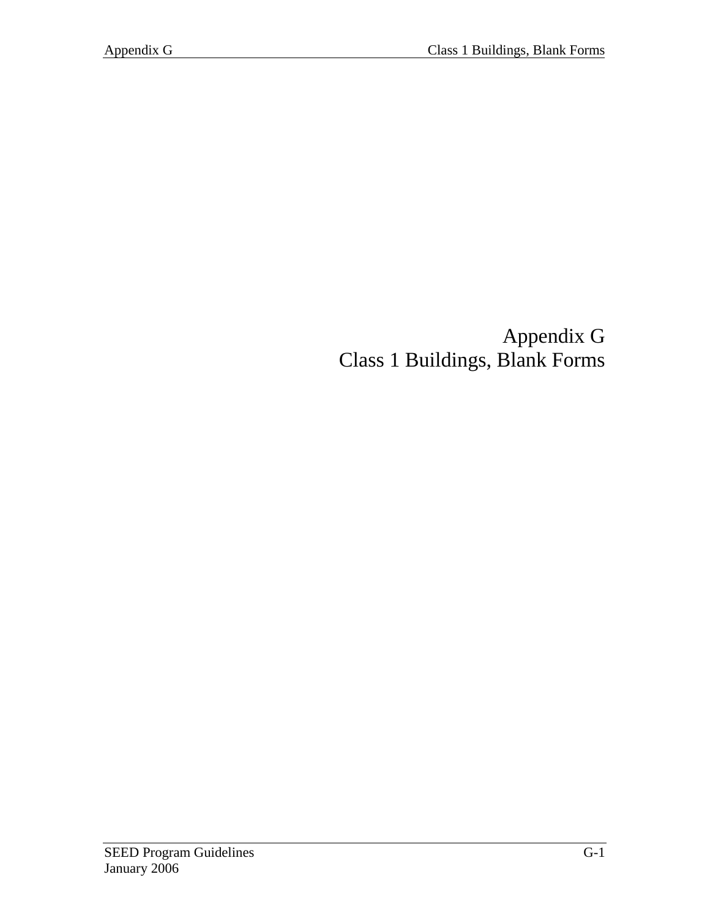# Appendix G
# Class 1 Buildings, Blank Forms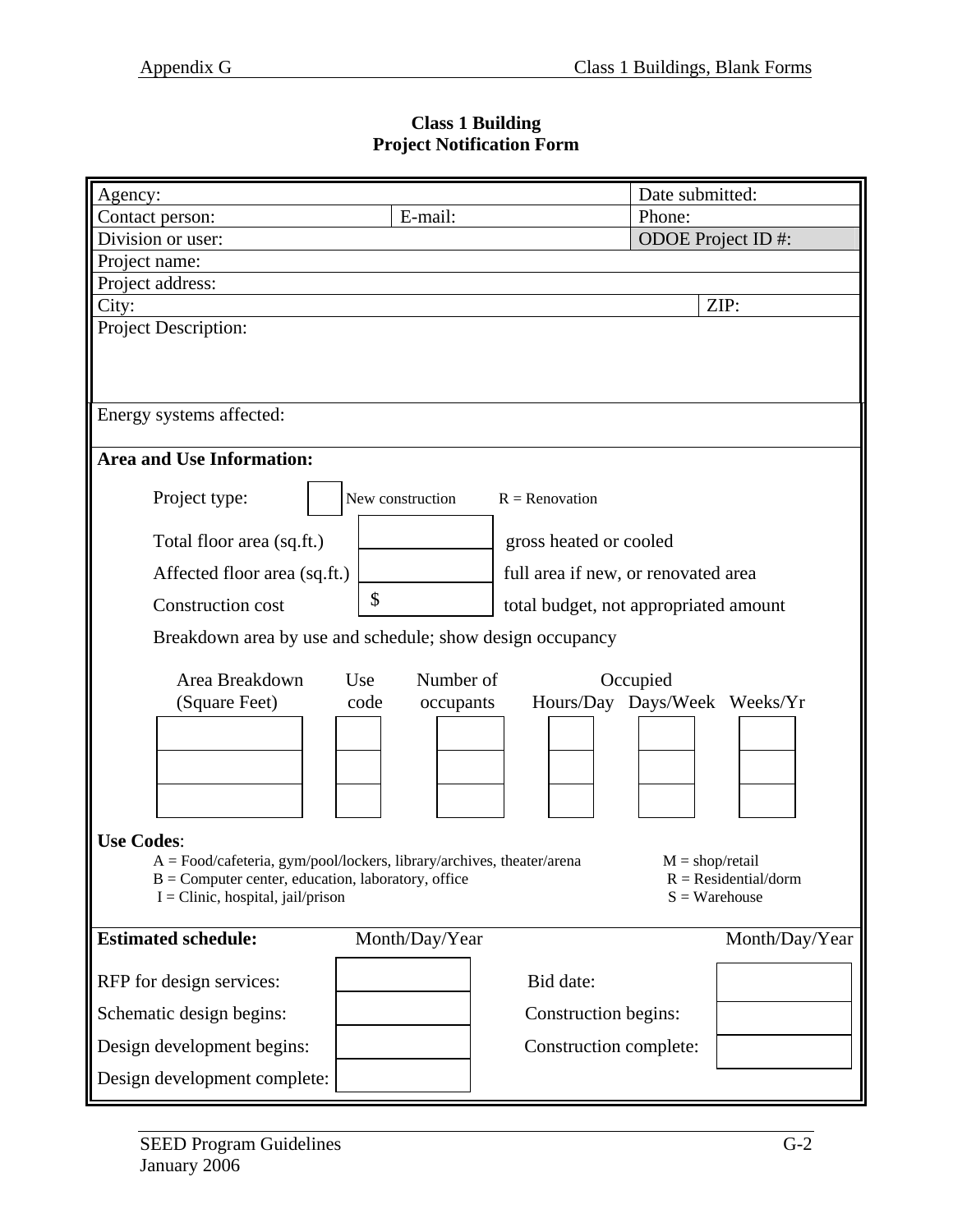# Class 1 Building
# Project Notification Form

| Agency: | | Date submitted: | |
|---|---|---|---|
| Contact person: | E-mail: | Phone: | |
| Division or user: | | ODOE Project ID #: | |
| Project name: | | | |
| Project address: | | | |
| City: | | | ZIP: |
| Project Description: | | | |
| Energy systems affected: | | | |

**Area and Use Information:**

Project type: [ ] New construction R = Renovation

| | | |
|---|---|---|
| Total floor area (sq.ft.) | | gross heated or cooled |
| Affected floor area (sq.ft.) | | full area if new, or renovated area |
| Construction cost | $ | total budget, not appropriated amount |

Breakdown area by use and schedule; show design occupancy

| Area Breakdown (Square Feet) | Use code | Number of occupants | Occupied Hours/Day | Occupied Days/Week | Occupied Weeks/Yr |
|---|---|---|---|---|---|
| | | | | | |
| | | | | | |
| | | | | | |

**Use Codes**:

A = Food/cafeteria, gym/pool/lockers, library/archives, theater/arena
B = Computer center, education, laboratory, office
I = Clinic, hospital, jail/prison
M = shop/retail
R = Residential/dorm
S = Warehouse

**Estimated schedule:**

| | Month/Day/Year | | Month/Day/Year |
|---|---|---|---|
| RFP for design services: | | Bid date: | |
| Schematic design begins: | | Construction begins: | |
| Design development begins: | | Construction complete: | |
| Design development complete: | | | |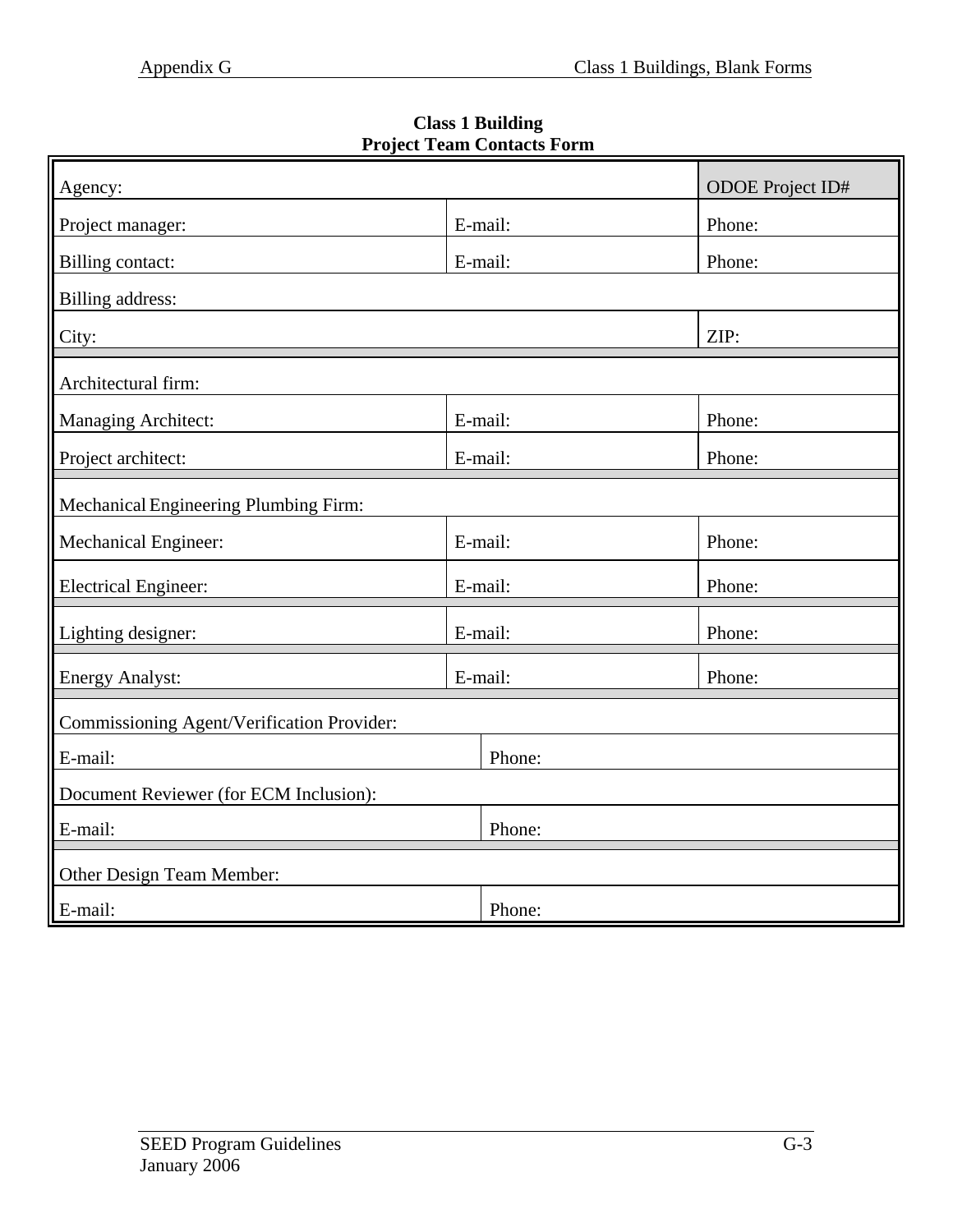**Class 1 Building**
**Project Team Contacts Form**

| | | |
|---|---|---|
| Agency: | | ODOE Project ID# |
| Project manager: | E-mail: | Phone: |
| Billing contact: | E-mail: | Phone: |
| Billing address: | | |
| City: | | ZIP: |
| Architectural firm: | | |
| Managing Architect: | E-mail: | Phone: |
| Project architect: | E-mail: | Phone: |
| Mechanical Engineering Plumbing Firm: | | |
| Mechanical Engineer: | E-mail: | Phone: |
| Electrical Engineer: | E-mail: | Phone: |
| Lighting designer: | E-mail: | Phone: |
| Energy Analyst: | E-mail: | Phone: |
| Commissioning Agent/Verification Provider: | | |
| E-mail: | Phone: | |
| Document Reviewer (for ECM Inclusion): | | |
| E-mail: | Phone: | |
| Other Design Team Member: | | |
| E-mail: | Phone: | |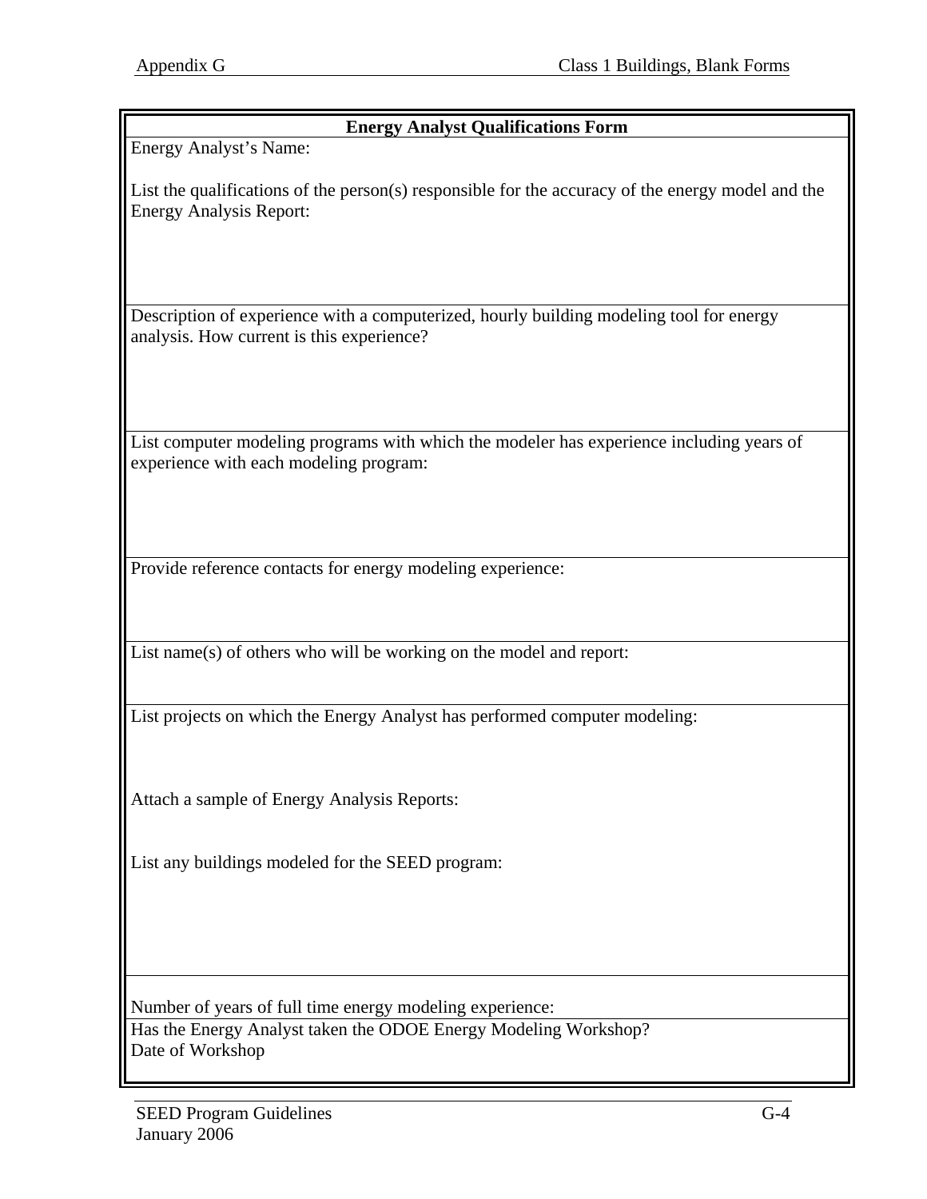## Energy Analyst Qualifications Form

Energy Analyst's Name:

List the qualifications of the person(s) responsible for the accuracy of the energy model and the Energy Analysis Report:

Description of experience with a computerized, hourly building modeling tool for energy analysis. How current is this experience?

List computer modeling programs with which the modeler has experience including years of experience with each modeling program:

Provide reference contacts for energy modeling experience:

List name(s) of others who will be working on the model and report:

List projects on which the Energy Analyst has performed computer modeling:

Attach a sample of Energy Analysis Reports:

List any buildings modeled for the SEED program:

Number of years of full time energy modeling experience:

Has the Energy Analyst taken the ODOE Energy Modeling Workshop?
Date of Workshop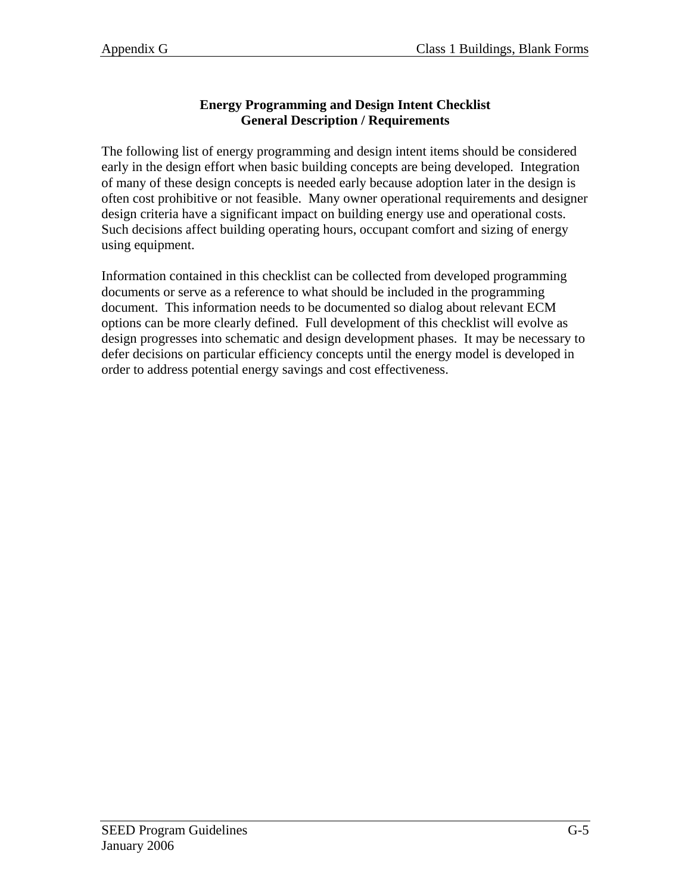## Energy Programming and Design Intent Checklist
## General Description / Requirements

The following list of energy programming and design intent items should be considered early in the design effort when basic building concepts are being developed. Integration of many of these design concepts is needed early because adoption later in the design is often cost prohibitive or not feasible. Many owner operational requirements and designer design criteria have a significant impact on building energy use and operational costs. Such decisions affect building operating hours, occupant comfort and sizing of energy using equipment.

Information contained in this checklist can be collected from developed programming documents or serve as a reference to what should be included in the programming document. This information needs to be documented so dialog about relevant ECM options can be more clearly defined. Full development of this checklist will evolve as design progresses into schematic and design development phases. It may be necessary to defer decisions on particular efficiency concepts until the energy model is developed in order to address potential energy savings and cost effectiveness.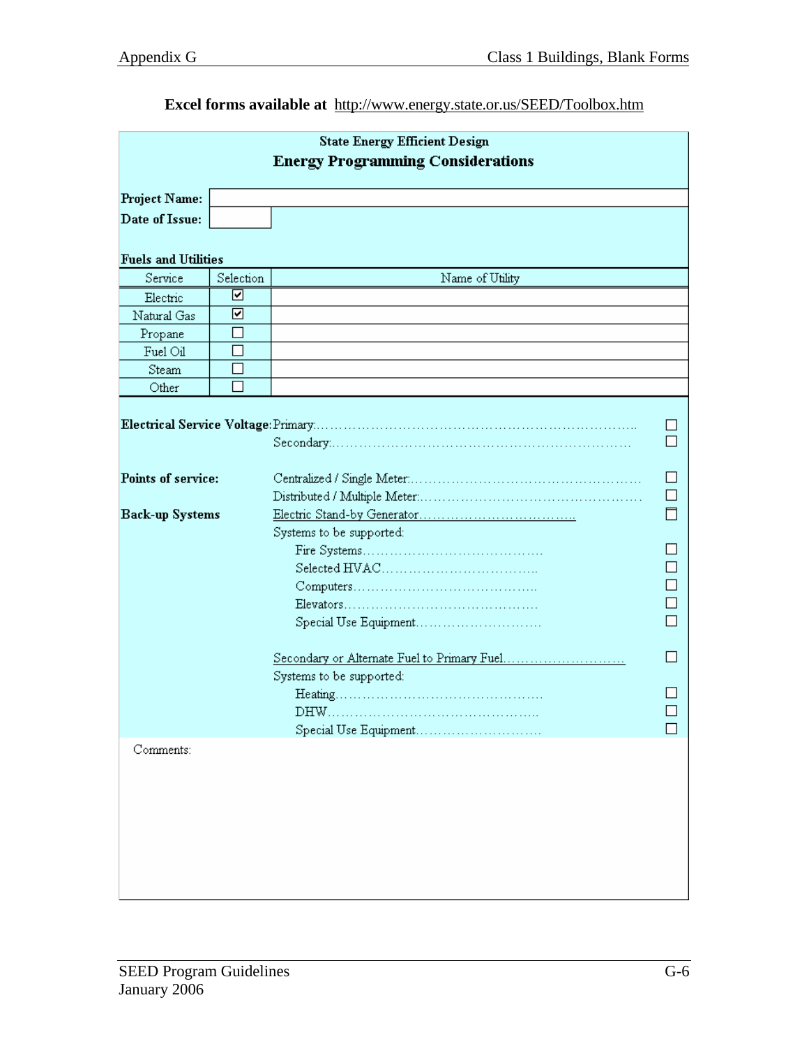**Excel forms available at** http://www.energy.state.or.us/SEED/Toolbox.htm

## State Energy Efficient Design

### Energy Programming Considerations

**Project Name:**

**Date of Issue:**

**Fuels and Utilities**

| Service | Selection | Name of Utility |
|---|---|---|
| Electric | ☑ | |
| Natural Gas | ☑ | |
| Propane | ☐ | |
| Fuel Oil | ☐ | |
| Steam | ☐ | |
| Other | ☐ | |

**Electrical Service Voltage:** Primary:.................................................. ☐
Secondary:.................................................. ☐

**Points of service:** Centralized / Single Meter:.................................................. ☐
Distributed / Multiple Meter:.................................................. ☐

**Back-up Systems** Electric Stand-by Generator.................................................. ☐

Systems to be supported:

- Fire Systems.................................................. ☐
- Selected HVAC.................................................. ☐
- Computers.................................................. ☐
- Elevators.................................................. ☐
- Special Use Equipment.................................................. ☐

Secondary or Alternate Fuel to Primary Fuel.................................................. ☐

Systems to be supported:

- Heating.................................................. ☐
- DHW.................................................. ☐
- Special Use Equipment.................................................. ☐

Comments: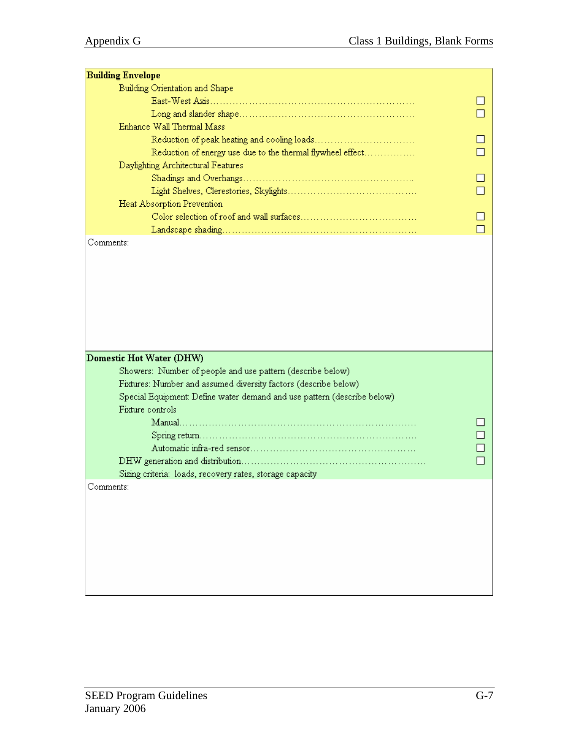**Building Envelope**

- Building Orientation and Shape
  - East-West Axis ☐
  - Long and slander shape ☐
- Enhance Wall Thermal Mass
  - Reduction of peak heating and cooling loads ☐
  - Reduction of energy use due to the thermal flywheel effect ☐
- Daylighting Architectural Features
  - Shadings and Overhangs ☐
  - Light Shelves, Clerestories, Skylights ☐
- Heat Absorption Prevention
  - Color selection of roof and wall surfaces ☐
  - Landscape shading ☐

Comments:

**Domestic Hot Water (DHW)**

- Showers: Number of people and use pattern (describe below)
- Fixtures: Number and assumed diversity factors (describe below)
- Special Equipment: Define water demand and use pattern (describe below)
- Fixture controls
  - Manual ☐
  - Spring return ☐
  - Automatic infra-red sensor ☐
- DHW generation and distribution ☐
- Sizing criteria: loads, recovery rates, storage capacity

Comments: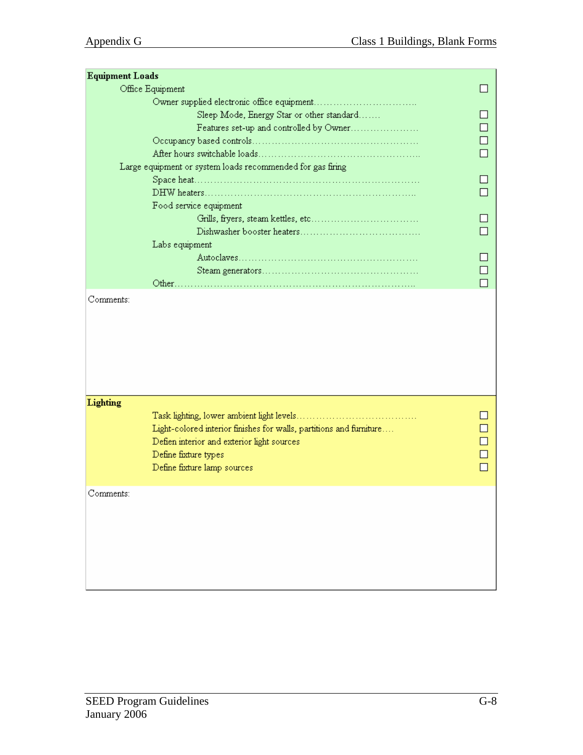**Equipment Loads**

- Office Equipment ☐
  - Owner supplied electronic office equipment……………………………..
    - Sleep Mode, Energy Star or other standard……. ☐
    - Features set-up and controlled by Owner………………… ☐
  - Occupancy based controls…………………………………………… ☐
  - After hours switchable loads………………………………………….. ☐
- Large equipment or system loads recommended for gas firing
  - Space heat……………………………………………………………… ☐
  - DHW heaters………………………………………………………….. ☐
  - Food service equipment
    - Grills, fryers, steam kettles, etc…………………………… ☐
    - Dishwasher booster heaters……………………………….. ☐
  - Labs equipment
    - Autoclaves……………………………………………….. ☐
    - Steam generators……………………………………….. ☐
  - Other…………………………………………………………………….. ☐

Comments:

**Lighting**

- Task lighting, lower ambient light levels……………………………… ☐
- Light-colored interior finishes for walls, partitions and furniture…. ☐
- Defien interior and exterior light sources ☐
- Define fixture types ☐
- Define fixture lamp sources ☐

Comments: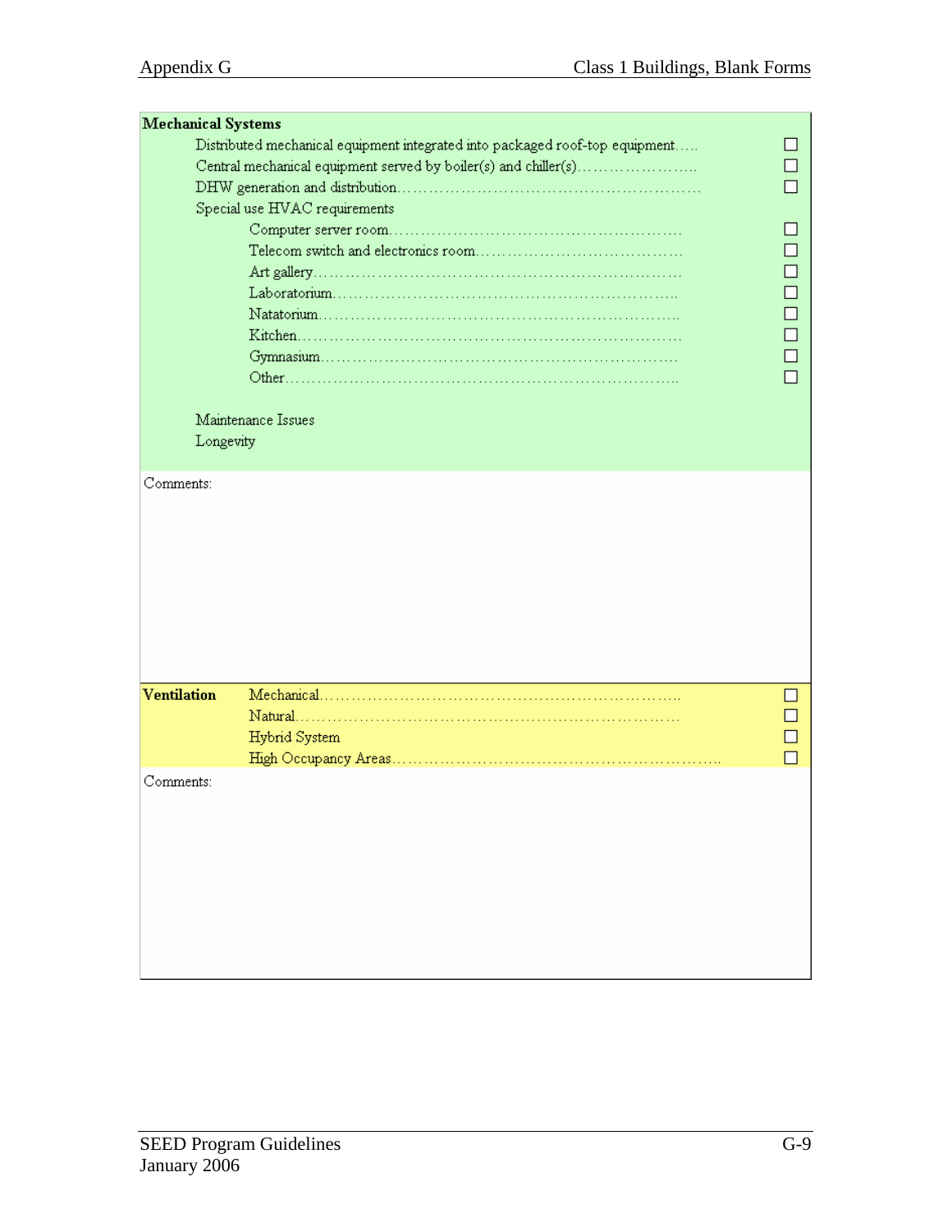**Mechanical Systems**

- Distributed mechanical equipment integrated into packaged roof-top equipment….. ☐
- Central mechanical equipment served by boiler(s) and chiller(s)………………….. ☐
- DHW generation and distribution…………………………………………………. ☐
- Special use HVAC requirements
  - Computer server room…………………………………………………. ☐
  - Telecom switch and electronics room…………………………………. ☐
  - Art gallery……………………………………………………………. ☐
  - Laboratorium…………………………………………………………. ☐
  - Natatorium……………………………………………………………. ☐
  - Kitchen………………………………………………………………. ☐
  - Gymnasium…………………………………………………………. ☐
  - Other…………………………………………………………………. ☐
- Maintenance Issues
- Longevity

Comments:

**Ventilation**

- Mechanical…………………………………………………………. ☐
- Natural………………………………………………………………. ☐
- Hybrid System ☐
- High Occupancy Areas…………………………………………………….. ☐

Comments: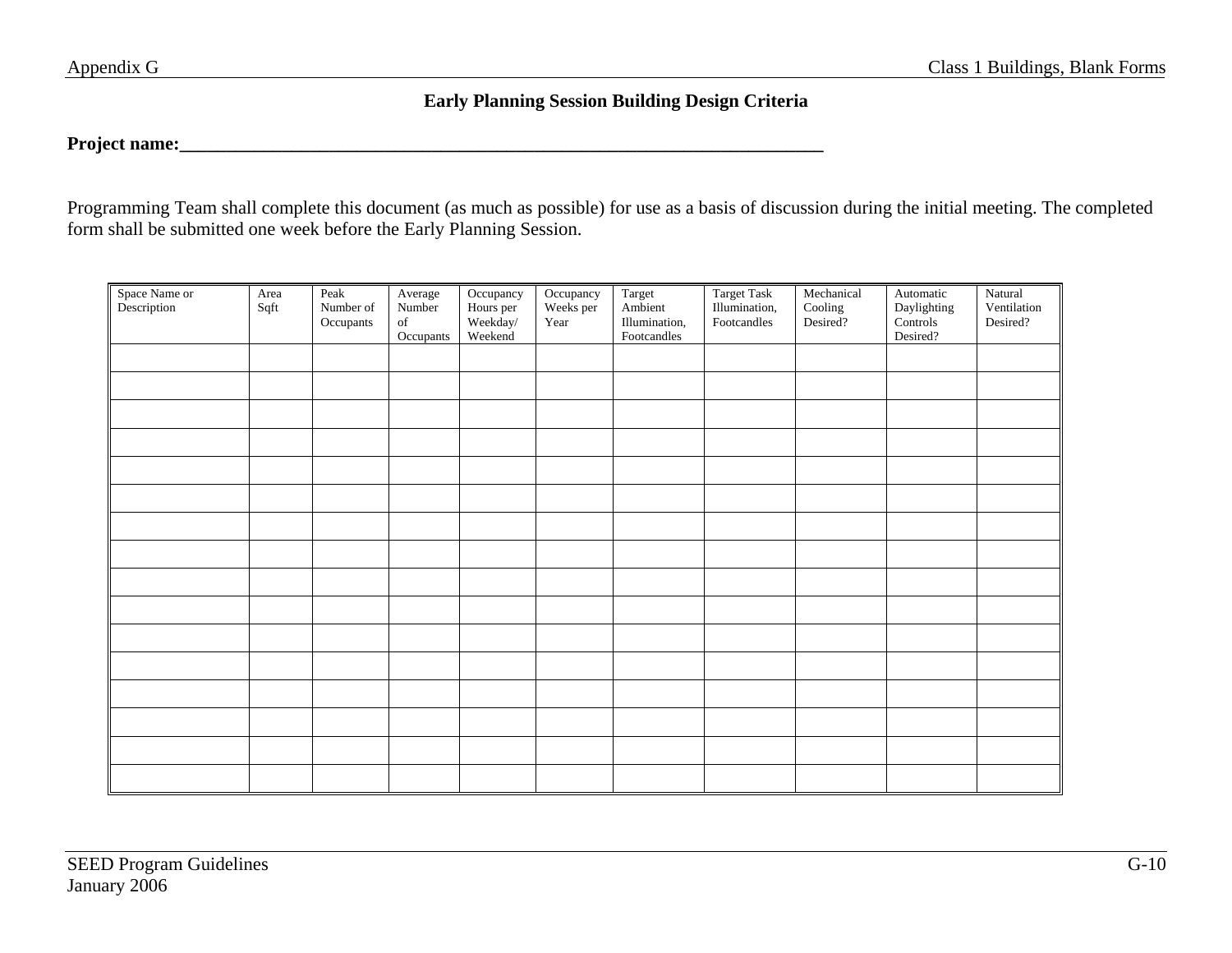**Early Planning Session Building Design Criteria**

**Project name:________________________________________________________________________**

Programming Team shall complete this document (as much as possible) for use as a basis of discussion during the initial meeting. The completed form shall be submitted one week before the Early Planning Session.

| Space Name or Description | Area Sqft | Peak Number of Occupants | Average Number of Occupants | Occupancy Hours per Weekday/ Weekend | Occupancy Weeks per Year | Target Ambient Illumination, Footcandles | Target Task Illumination, Footcandles | Mechanical Cooling Desired? | Automatic Daylighting Controls Desired? | Natural Ventilation Desired? |
|---|---|---|---|---|---|---|---|---|---|---|
| | | | | | | | | | | |
| | | | | | | | | | | |
| | | | | | | | | | | |
| | | | | | | | | | | |
| | | | | | | | | | | |
| | | | | | | | | | | |
| | | | | | | | | | | |
| | | | | | | | | | | |
| | | | | | | | | | | |
| | | | | | | | | | | |
| | | | | | | | | | | |
| | | | | | | | | | | |
| | | | | | | | | | | |
| | | | | | | | | | | |
| | | | | | | | | | | |
| | | | | | | | | | | |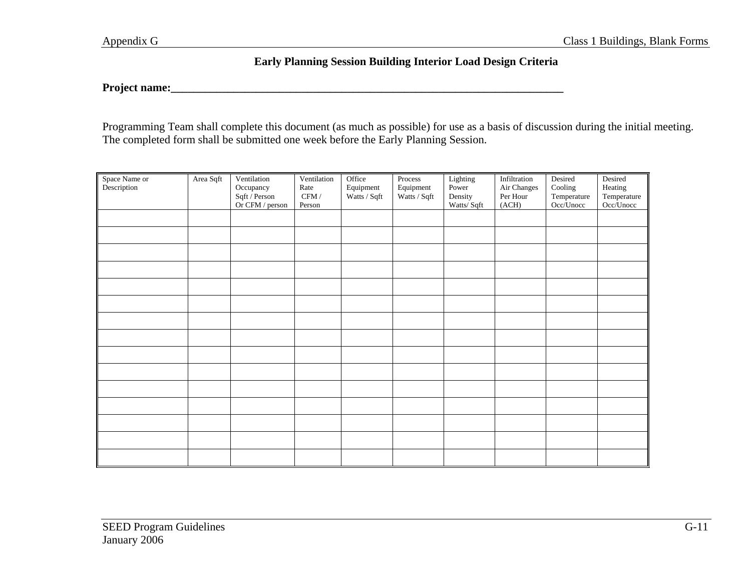## Early Planning Session Building Interior Load Design Criteria

**Project name:________________________________________________________________________**

Programming Team shall complete this document (as much as possible) for use as a basis of discussion during the initial meeting. The completed form shall be submitted one week before the Early Planning Session.

| Space Name or Description | Area Sqft | Ventilation Occupancy Sqft / Person Or CFM / person | Ventilation Rate CFM / Person | Office Equipment Watts / Sqft | Process Equipment Watts / Sqft | Lighting Power Density Watts/ Sqft | Infiltration Air Changes Per Hour (ACH) | Desired Cooling Temperature Occ/Unocc | Desired Heating Temperature Occ/Unocc |
|---|---|---|---|---|---|---|---|---|---|
| | | | | | | | | | |
| | | | | | | | | | |
| | | | | | | | | | |
| | | | | | | | | | |
| | | | | | | | | | |
| | | | | | | | | | |
| | | | | | | | | | |
| | | | | | | | | | |
| | | | | | | | | | |
| | | | | | | | | | |
| | | | | | | | | | |
| | | | | | | | | | |
| | | | | | | | | | |
| | | | | | | | | | |
| | | | | | | | | | |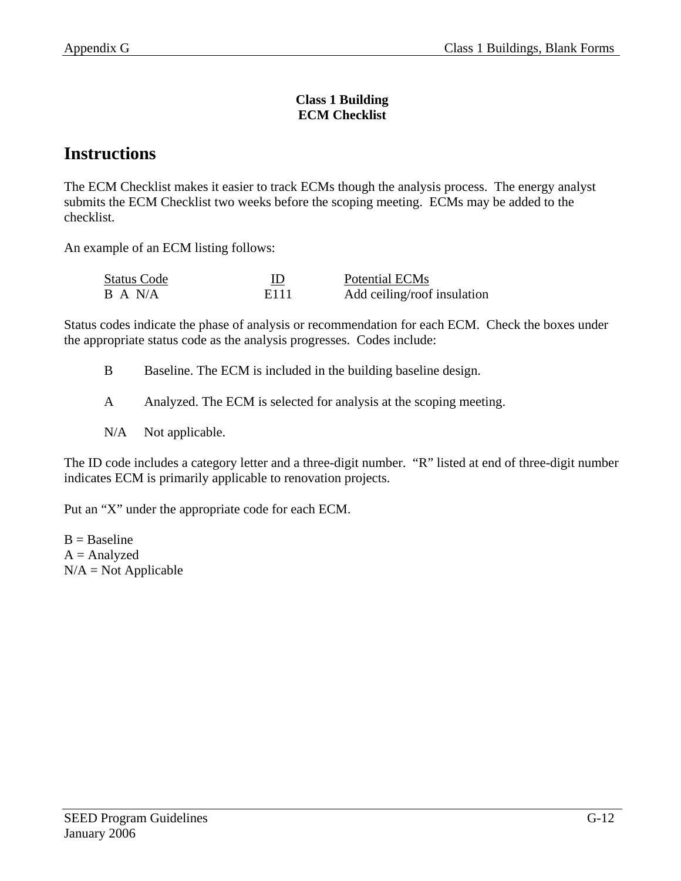**Class 1 Building**
**ECM Checklist**

# Instructions

The ECM Checklist makes it easier to track ECMs though the analysis process. The energy analyst submits the ECM Checklist two weeks before the scoping meeting. ECMs may be added to the checklist.

An example of an ECM listing follows:

| Status Code | ID | Potential ECMs |
|---|---|---|
| B A N/A | E111 | Add ceiling/roof insulation |

Status codes indicate the phase of analysis or recommendation for each ECM. Check the boxes under the appropriate status code as the analysis progresses. Codes include:

- B — Baseline. The ECM is included in the building baseline design.
- A — Analyzed. The ECM is selected for analysis at the scoping meeting.
- N/A — Not applicable.

The ID code includes a category letter and a three-digit number. "R" listed at end of three-digit number indicates ECM is primarily applicable to renovation projects.

Put an "X" under the appropriate code for each ECM.

B = Baseline
A = Analyzed
N/A = Not Applicable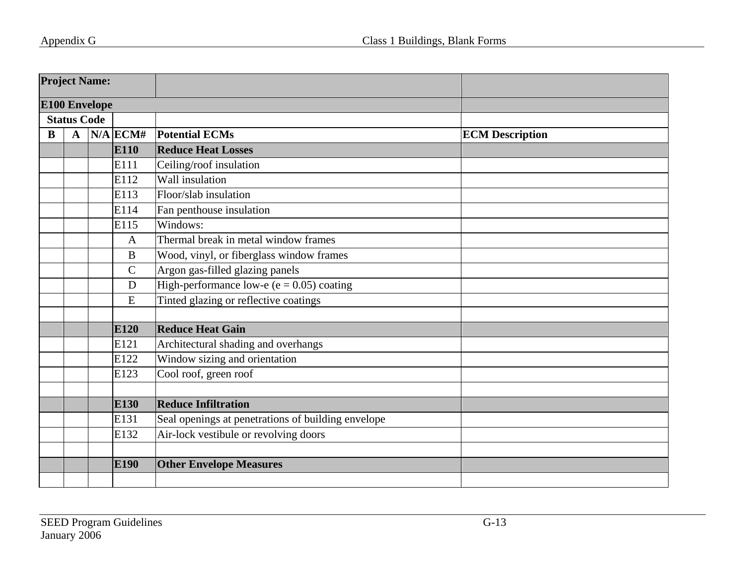| Project Name: | | | | | |
|---|---|---|---|---|---|
| **E100 Envelope** | | | | | |
| **Status Code** | | | | | |
| **B** | **A** | **N/A** | **ECM#** | **Potential ECMs** | **ECM Description** |
| | | | **E110** | **Reduce Heat Losses** | |
| | | | E111 | Ceiling/roof insulation | |
| | | | E112 | Wall insulation | |
| | | | E113 | Floor/slab insulation | |
| | | | E114 | Fan penthouse insulation | |
| | | | E115 | Windows: | |
| | | | A | Thermal break in metal window frames | |
| | | | B | Wood, vinyl, or fiberglass window frames | |
| | | | C | Argon gas-filled glazing panels | |
| | | | D | High-performance low-e (e = 0.05) coating | |
| | | | E | Tinted glazing or reflective coatings | |
| | | | | | |
| | | | **E120** | **Reduce Heat Gain** | |
| | | | E121 | Architectural shading and overhangs | |
| | | | E122 | Window sizing and orientation | |
| | | | E123 | Cool roof, green roof | |
| | | | | | |
| | | | **E130** | **Reduce Infiltration** | |
| | | | E131 | Seal openings at penetrations of building envelope | |
| | | | E132 | Air-lock vestibule or revolving doors | |
| | | | | | |
| | | | **E190** | **Other Envelope Measures** | |
| | | | | | |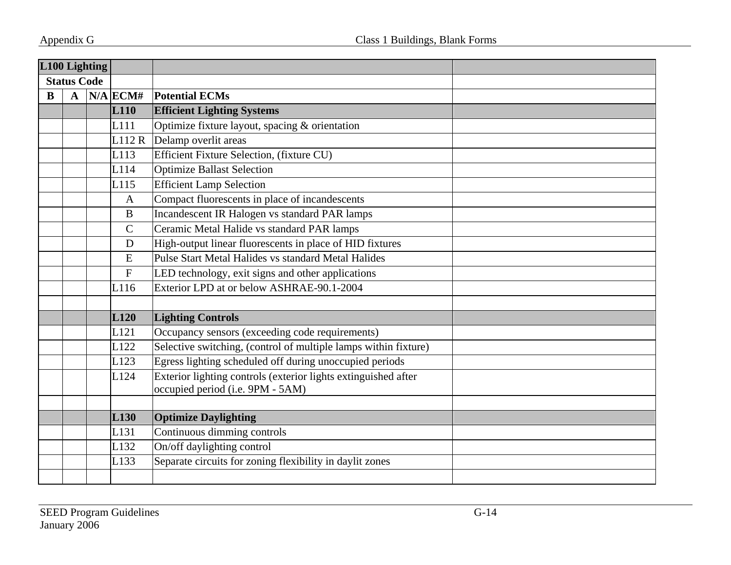| L100 Lighting | | | | | |
|---|---|---|---|---|---|
| Status Code | | | | | |
| **B** | **A** | **N/A** | **ECM#** | **Potential ECMs** | |
| | | | **L110** | **Efficient Lighting Systems** | |
| | | | L111 | Optimize fixture layout, spacing & orientation | |
| | | | L112 R | Delamp overlit areas | |
| | | | L113 | Efficient Fixture Selection, (fixture CU) | |
| | | | L114 | Optimize Ballast Selection | |
| | | | L115 | Efficient Lamp Selection | |
| | | | A | Compact fluorescents in place of incandescents | |
| | | | B | Incandescent IR Halogen vs standard PAR lamps | |
| | | | C | Ceramic Metal Halide vs standard PAR lamps | |
| | | | D | High-output linear fluorescents in place of HID fixtures | |
| | | | E | Pulse Start Metal Halides vs standard Metal Halides | |
| | | | F | LED technology, exit signs and other applications | |
| | | | L116 | Exterior LPD at or below ASHRAE-90.1-2004 | |
| | | | | | |
| | | | **L120** | **Lighting Controls** | |
| | | | L121 | Occupancy sensors (exceeding code requirements) | |
| | | | L122 | Selective switching, (control of multiple lamps within fixture) | |
| | | | L123 | Egress lighting scheduled off during unoccupied periods | |
| | | | L124 | Exterior lighting controls (exterior lights extinguished after occupied period (i.e. 9PM - 5AM) | |
| | | | | | |
| | | | **L130** | **Optimize Daylighting** | |
| | | | L131 | Continuous dimming controls | |
| | | | L132 | On/off daylighting control | |
| | | | L133 | Separate circuits for zoning flexibility in daylit zones | |
| | | | | | |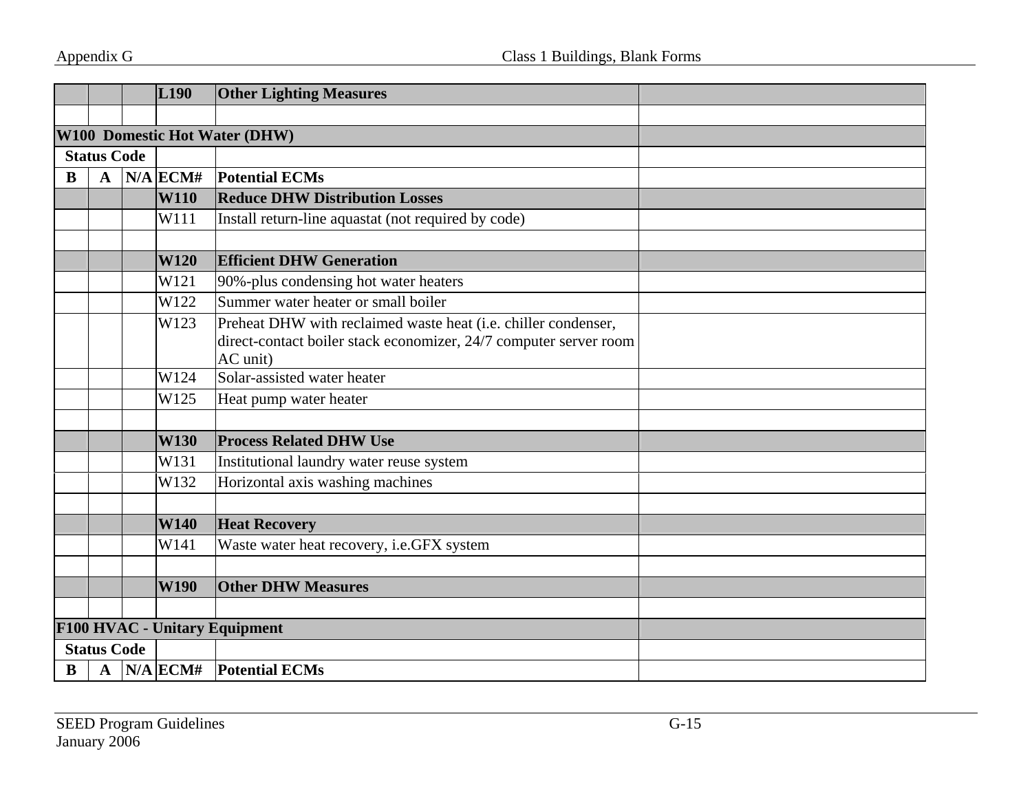| | | | L190 | **Other Lighting Measures** | |
|---|---|---|---|---|---|
| | | | | | |
| **W100 Domestic Hot Water (DHW)** | | | | | |
| **Status Code** | | | | | |
| **B** | **A** | **N/A** | **ECM#** | **Potential ECMs** | |
| | | | **W110** | **Reduce DHW Distribution Losses** | |
| | | | W111 | Install return-line aquastat (not required by code) | |
| | | | | | |
| | | | **W120** | **Efficient DHW Generation** | |
| | | | W121 | 90%-plus condensing hot water heaters | |
| | | | W122 | Summer water heater or small boiler | |
| | | | W123 | Preheat DHW with reclaimed waste heat (i.e. chiller condenser, direct-contact boiler stack economizer, 24/7 computer server room AC unit) | |
| | | | W124 | Solar-assisted water heater | |
| | | | W125 | Heat pump water heater | |
| | | | | | |
| | | | **W130** | **Process Related DHW Use** | |
| | | | W131 | Institutional laundry water reuse system | |
| | | | W132 | Horizontal axis washing machines | |
| | | | | | |
| | | | **W140** | **Heat Recovery** | |
| | | | W141 | Waste water heat recovery, i.e.GFX system | |
| | | | | | |
| | | | **W190** | **Other DHW Measures** | |
| | | | | | |
| **F100 HVAC - Unitary Equipment** | | | | | |
| **Status Code** | | | | | |
| **B** | **A** | **N/A** | **ECM#** | **Potential ECMs** | |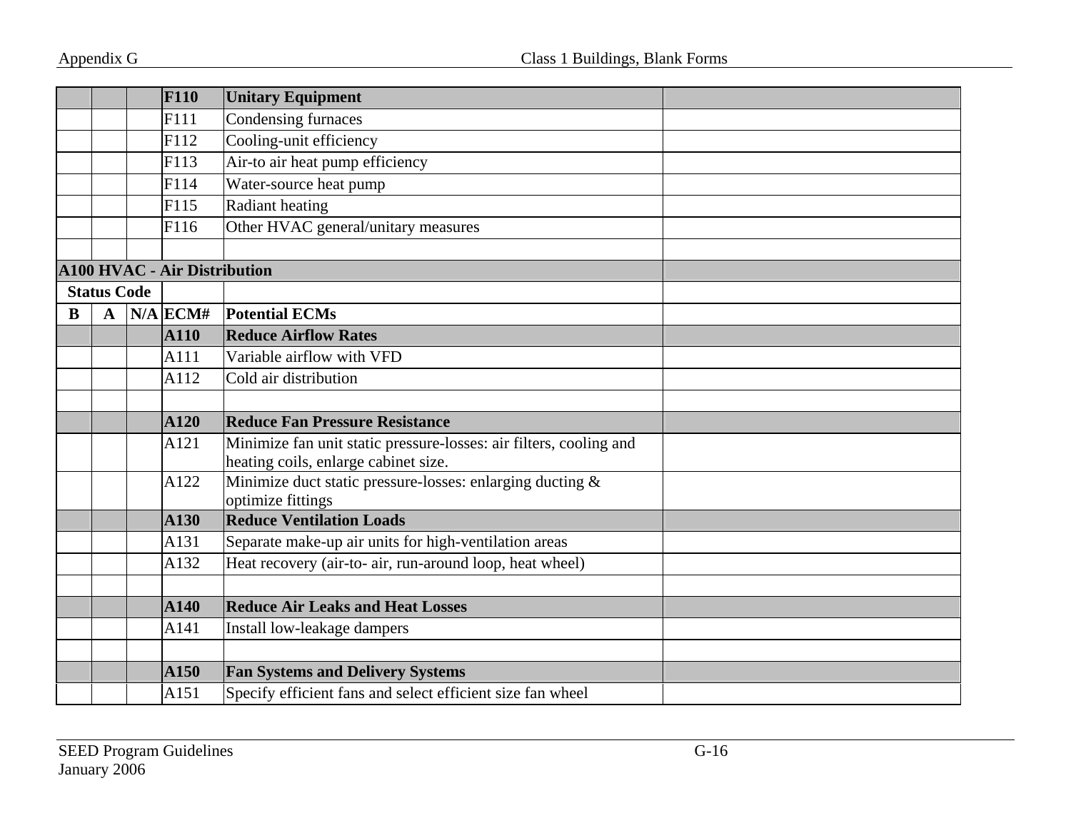| | | | F110 | **Unitary Equipment** | |
|---|---|---|---|---|---|
| | | | F111 | Condensing furnaces | |
| | | | F112 | Cooling-unit efficiency | |
| | | | F113 | Air-to air heat pump efficiency | |
| | | | F114 | Water-source heat pump | |
| | | | F115 | Radiant heating | |
| | | | F116 | Other HVAC general/unitary measures | |
| | | | | | |
| **A100 HVAC - Air Distribution** | | | | | |
| **Status Code** | | | | | |
| **B** | **A** | **N/A** | **ECM#** | **Potential ECMs** | |
| | | | **A110** | **Reduce Airflow Rates** | |
| | | | A111 | Variable airflow with VFD | |
| | | | A112 | Cold air distribution | |
| | | | | | |
| | | | **A120** | **Reduce Fan Pressure Resistance** | |
| | | | A121 | Minimize fan unit static pressure-losses: air filters, cooling and heating coils, enlarge cabinet size. | |
| | | | A122 | Minimize duct static pressure-losses: enlarging ducting & optimize fittings | |
| | | | **A130** | **Reduce Ventilation Loads** | |
| | | | A131 | Separate make-up air units for high-ventilation areas | |
| | | | A132 | Heat recovery (air-to- air, run-around loop, heat wheel) | |
| | | | | | |
| | | | **A140** | **Reduce Air Leaks and Heat Losses** | |
| | | | A141 | Install low-leakage dampers | |
| | | | | | |
| | | | **A150** | **Fan Systems and Delivery Systems** | |
| | | | A151 | Specify efficient fans and select efficient size fan wheel | |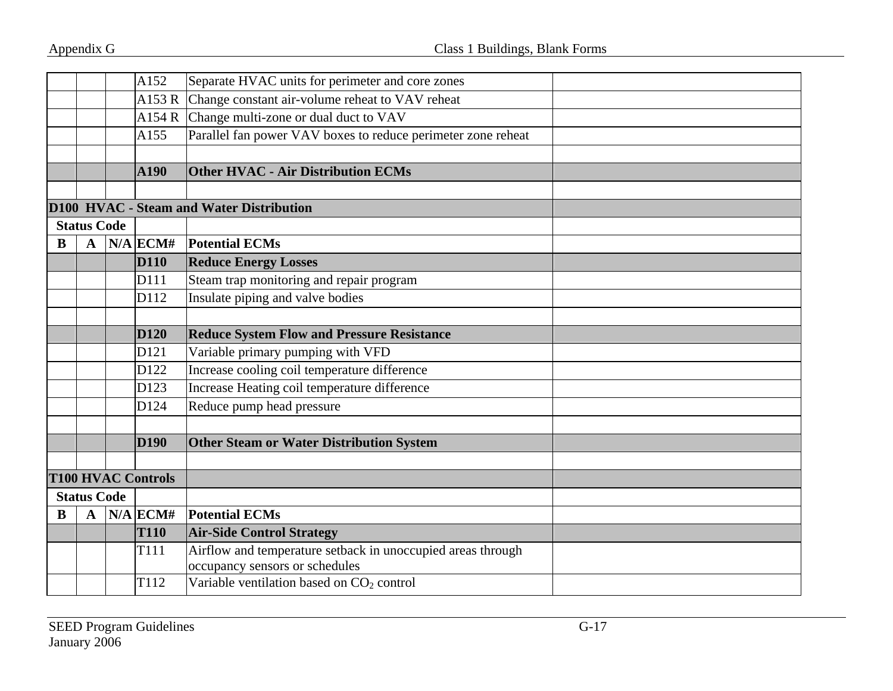| B | A | N/A | ECM# | Potential ECMs | |
|---|---|---|---|---|---|
| | | | A152 | Separate HVAC units for perimeter and core zones | |
| | | | A153 R | Change constant air-volume reheat to VAV reheat | |
| | | | A154 R | Change multi-zone or dual duct to VAV | |
| | | | A155 | Parallel fan power VAV boxes to reduce perimeter zone reheat | |
| | | | | | |
| | | | **A190** | **Other HVAC - Air Distribution ECMs** | |
| | | | | | |
| **D100 HVAC - Steam and Water Distribution** | | | | | |
| **Status Code** | | | | | |
| **B** | **A** | **N/A** | **ECM#** | **Potential ECMs** | |
| | | | **D110** | **Reduce Energy Losses** | |
| | | | D111 | Steam trap monitoring and repair program | |
| | | | D112 | Insulate piping and valve bodies | |
| | | | | | |
| | | | **D120** | **Reduce System Flow and Pressure Resistance** | |
| | | | D121 | Variable primary pumping with VFD | |
| | | | D122 | Increase cooling coil temperature difference | |
| | | | D123 | Increase Heating coil temperature difference | |
| | | | D124 | Reduce pump head pressure | |
| | | | | | |
| | | | **D190** | **Other Steam or Water Distribution System** | |
| | | | | | |
| **T100 HVAC Controls** | | | | | |
| **Status Code** | | | | | |
| **B** | **A** | **N/A** | **ECM#** | **Potential ECMs** | |
| | | | **T110** | **Air-Side Control Strategy** | |
| | | | T111 | Airflow and temperature setback in unoccupied areas through occupancy sensors or schedules | |
| | | | T112 | Variable ventilation based on $CO_2$ control | |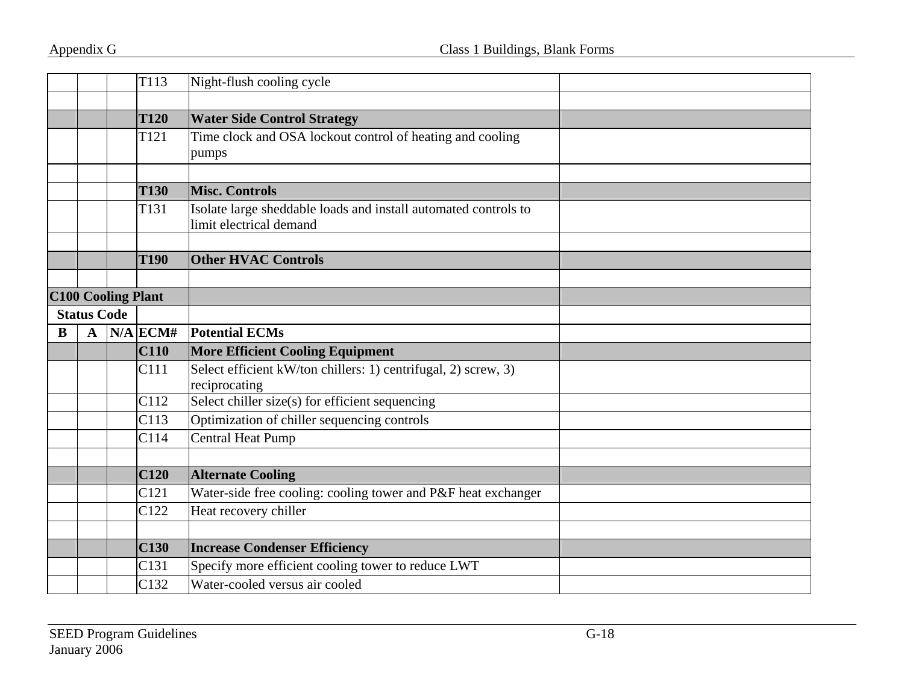| | | | | | |
|---|---|---|---|---|---|
| | | | T113 | Night-flush cooling cycle | |
| | | | | | |
| | | | **T120** | **Water Side Control Strategy** | |
| | | | T121 | Time clock and OSA lockout control of heating and cooling pumps | |
| | | | | | |
| | | | **T130** | **Misc. Controls** | |
| | | | T131 | Isolate large sheddable loads and install automated controls to limit electrical demand | |
| | | | | | |
| | | | **T190** | **Other HVAC Controls** | |
| | | | | | |
| **C100 Cooling Plant** | | | | | |
| **Status Code** | | | | | |
| **B** | **A** | **N/A** | **ECM#** | **Potential ECMs** | |
| | | | **C110** | **More Efficient Cooling Equipment** | |
| | | | C111 | Select efficient kW/ton chillers: 1) centrifugal, 2) screw, 3) reciprocating | |
| | | | C112 | Select chiller size(s) for efficient sequencing | |
| | | | C113 | Optimization of chiller sequencing controls | |
| | | | C114 | Central Heat Pump | |
| | | | | | |
| | | | **C120** | **Alternate Cooling** | |
| | | | C121 | Water-side free cooling: cooling tower and P&F heat exchanger | |
| | | | C122 | Heat recovery chiller | |
| | | | | | |
| | | | **C130** | **Increase Condenser Efficiency** | |
| | | | C131 | Specify more efficient cooling tower to reduce LWT | |
| | | | C132 | Water-cooled versus air cooled | |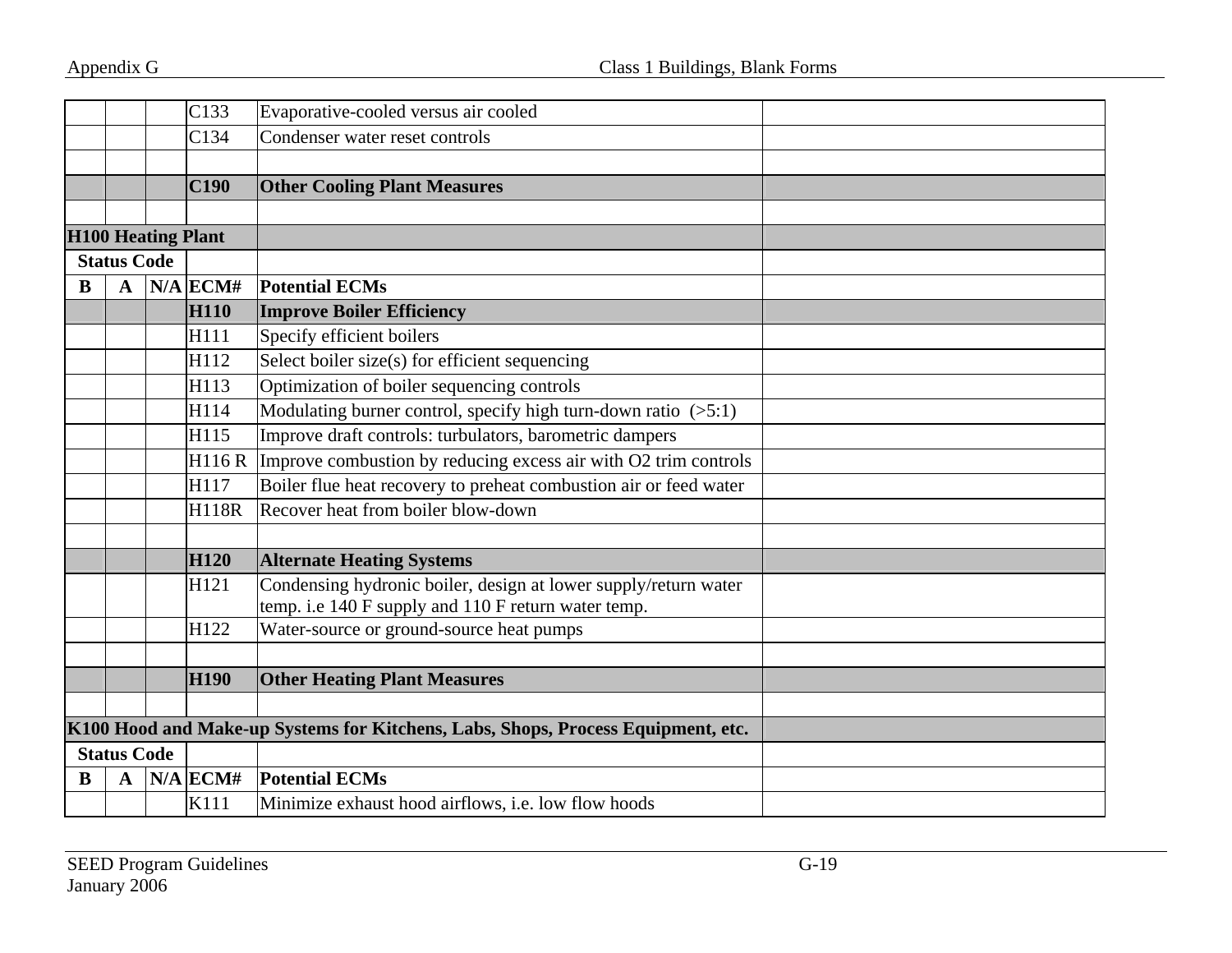| | | | | | |
|---|---|---|---|---|---|
| | | | C133 | Evaporative-cooled versus air cooled | |
| | | | C134 | Condenser water reset controls | |
| | | | | | |
| | | | **C190** | **Other Cooling Plant Measures** | |
| | | | | | |
| **H100 Heating Plant** | | | | | |
| **Status Code** | | | | | |
| **B** | **A** | **N/A** | **ECM#** | **Potential ECMs** | |
| | | | **H110** | **Improve Boiler Efficiency** | |
| | | | H111 | Specify efficient boilers | |
| | | | H112 | Select boiler size(s) for efficient sequencing | |
| | | | H113 | Optimization of boiler sequencing controls | |
| | | | H114 | Modulating burner control, specify high turn-down ratio (>5:1) | |
| | | | H115 | Improve draft controls: turbulators, barometric dampers | |
| | | | H116 R | Improve combustion by reducing excess air with O2 trim controls | |
| | | | H117 | Boiler flue heat recovery to preheat combustion air or feed water | |
| | | | H118R | Recover heat from boiler blow-down | |
| | | | | | |
| | | | **H120** | **Alternate Heating Systems** | |
| | | | H121 | Condensing hydronic boiler, design at lower supply/return water temp. i.e 140 F supply and 110 F return water temp. | |
| | | | H122 | Water-source or ground-source heat pumps | |
| | | | | | |
| | | | **H190** | **Other Heating Plant Measures** | |
| | | | | | |
| **K100 Hood and Make-up Systems for Kitchens, Labs, Shops, Process Equipment, etc.** | | | | | |
| **Status Code** | | | | | |
| **B** | **A** | **N/A** | **ECM#** | **Potential ECMs** | |
| | | | K111 | Minimize exhaust hood airflows, i.e. low flow hoods | |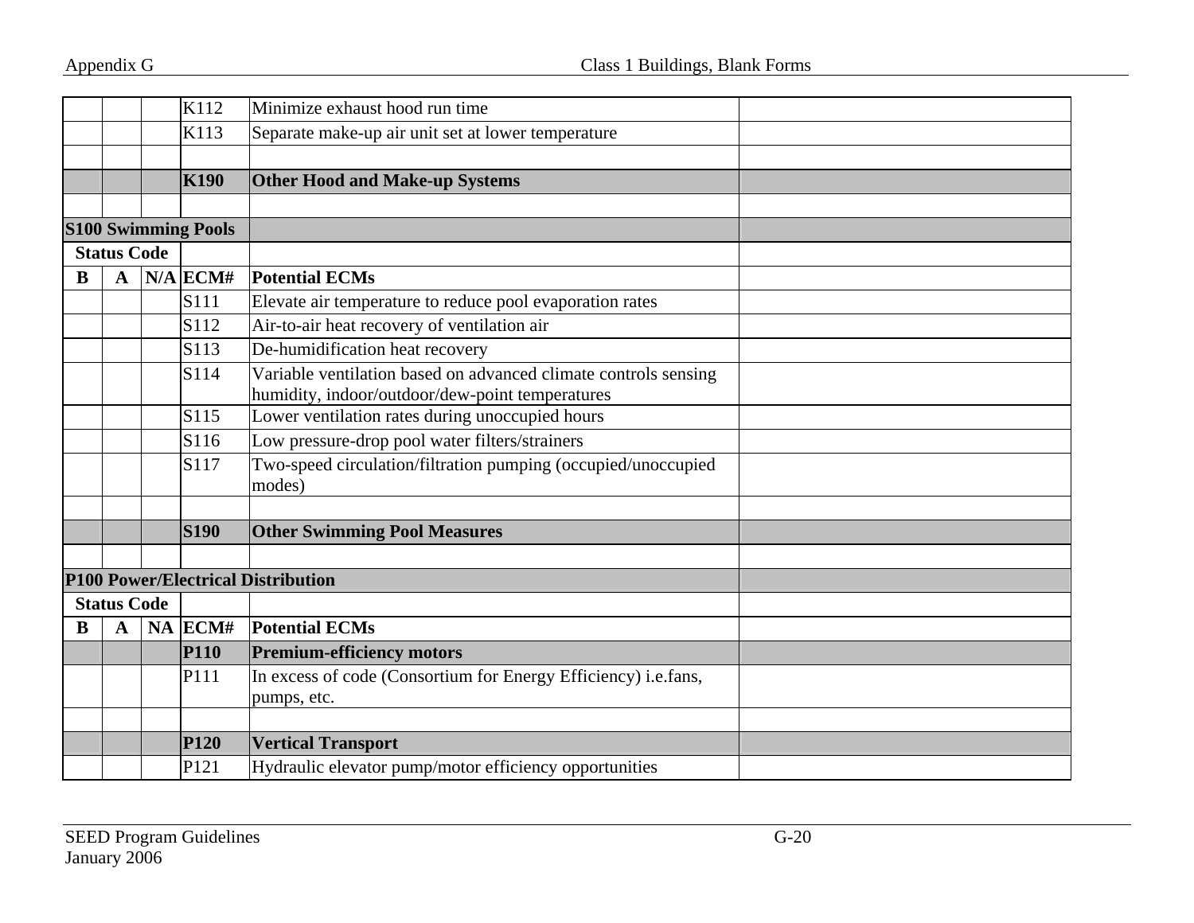| | | | | | |
|---|---|---|---|---|---|
| | | | K112 | Minimize exhaust hood run time | |
| | | | K113 | Separate make-up air unit set at lower temperature | |
| | | | | | |
| | | | **K190** | **Other Hood and Make-up Systems** | |
| | | | | | |
| **S100 Swimming Pools** | | | | | |
| **Status Code** | | | | | |
| **B** | **A** | **N/A** | **ECM#** | **Potential ECMs** | |
| | | | S111 | Elevate air temperature to reduce pool evaporation rates | |
| | | | S112 | Air-to-air heat recovery of ventilation air | |
| | | | S113 | De-humidification heat recovery | |
| | | | S114 | Variable ventilation based on advanced climate controls sensing humidity, indoor/outdoor/dew-point temperatures | |
| | | | S115 | Lower ventilation rates during unoccupied hours | |
| | | | S116 | Low pressure-drop pool water filters/strainers | |
| | | | S117 | Two-speed circulation/filtration pumping (occupied/unoccupied modes) | |
| | | | | | |
| | | | **S190** | **Other Swimming Pool Measures** | |
| | | | | | |
| **P100 Power/Electrical Distribution** | | | | | |
| **Status Code** | | | | | |
| **B** | **A** | **NA** | **ECM#** | **Potential ECMs** | |
| | | | **P110** | **Premium-efficiency motors** | |
| | | | P111 | In excess of code (Consortium for Energy Efficiency) i.e.fans, pumps, etc. | |
| | | | | | |
| | | | **P120** | **Vertical Transport** | |
| | | | P121 | Hydraulic elevator pump/motor efficiency opportunities | |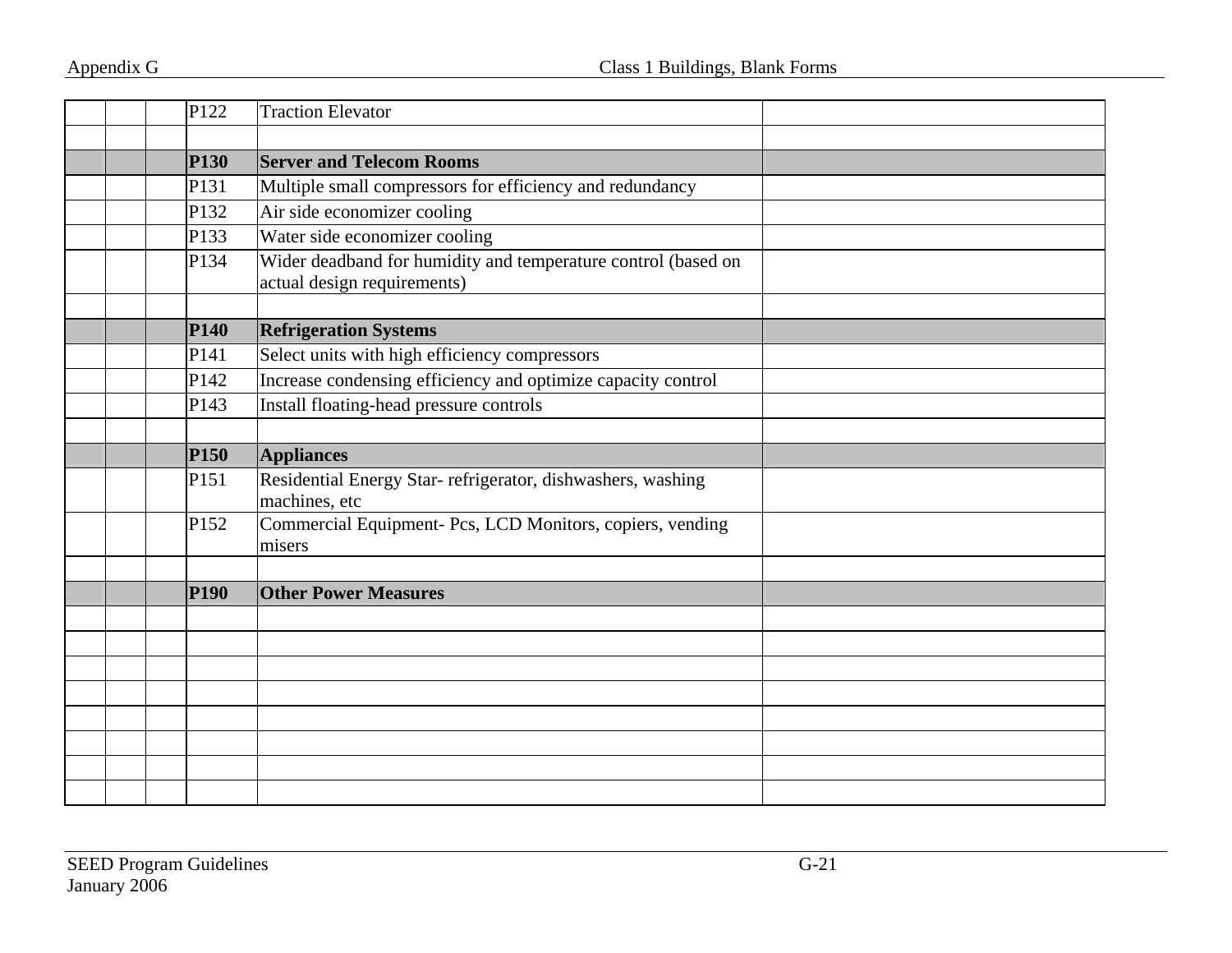| | | | | | |
|---|---|---|---|---|---|
| | | | P122 | Traction Elevator | |
| | | | | | |
| | | | **P130** | **Server and Telecom Rooms** | |
| | | | P131 | Multiple small compressors for efficiency and redundancy | |
| | | | P132 | Air side economizer cooling | |
| | | | P133 | Water side economizer cooling | |
| | | | P134 | Wider deadband for humidity and temperature control (based on actual design requirements) | |
| | | | | | |
| | | | **P140** | **Refrigeration Systems** | |
| | | | P141 | Select units with high efficiency compressors | |
| | | | P142 | Increase condensing efficiency and optimize capacity control | |
| | | | P143 | Install floating-head pressure controls | |
| | | | | | |
| | | | **P150** | **Appliances** | |
| | | | P151 | Residential Energy Star- refrigerator, dishwashers, washing machines, etc | |
| | | | P152 | Commercial Equipment- Pcs, LCD Monitors, copiers, vending misers | |
| | | | | | |
| | | | **P190** | **Other Power Measures** | |
| | | | | | |
| | | | | | |
| | | | | | |
| | | | | | |
| | | | | | |
| | | | | | |
| | | | | | |
| | | | | | |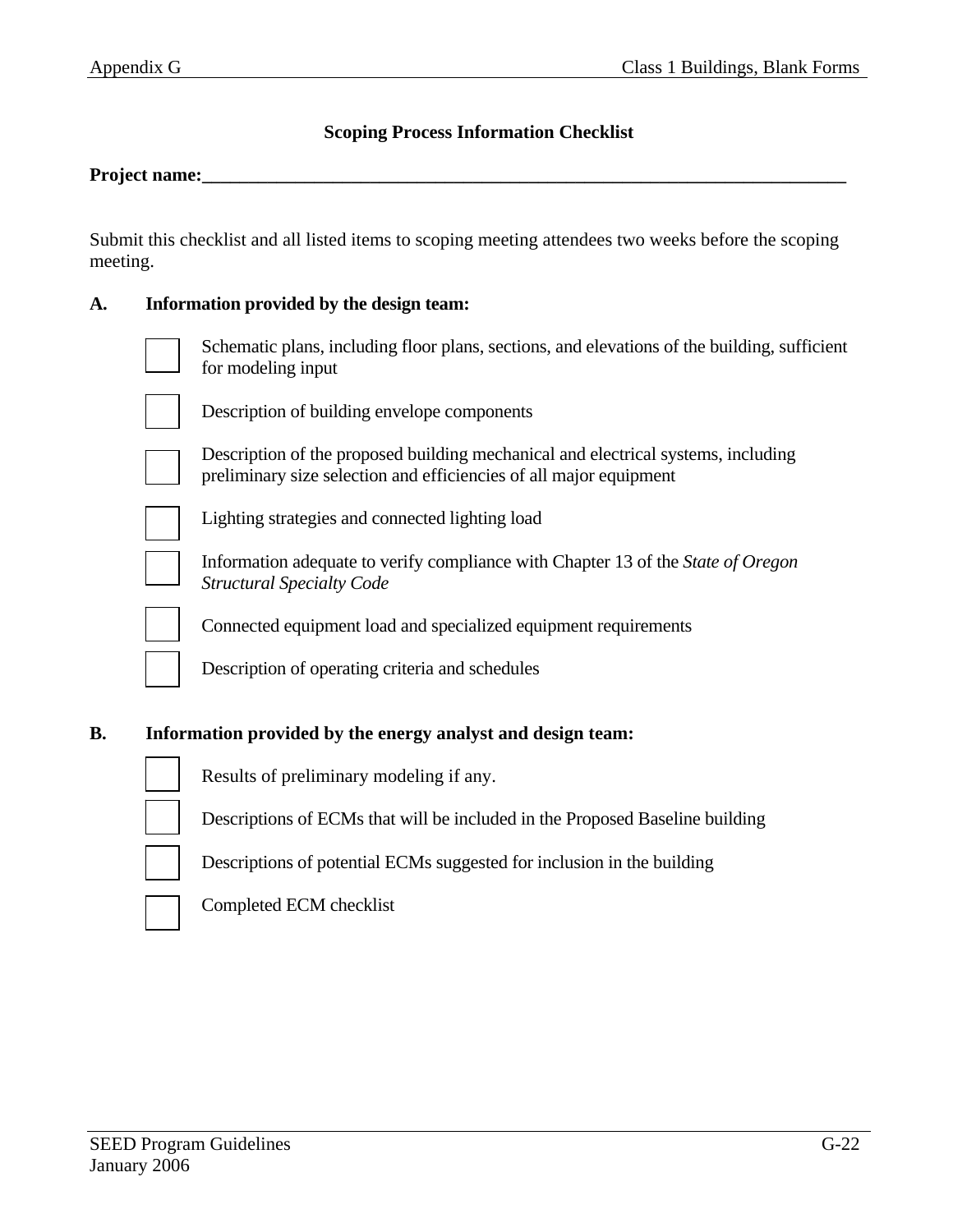## Scoping Process Information Checklist

**Project name:**\_\_\_\_\_\_\_\_\_\_\_\_\_\_\_\_\_\_\_\_\_\_\_\_\_\_\_\_\_\_\_\_\_\_\_\_\_\_\_\_\_\_\_\_\_\_\_\_\_\_\_\_\_\_\_\_\_\_\_\_\_\_\_\_\_\_\_\_\_\_

Submit this checklist and all listed items to scoping meeting attendees two weeks before the scoping meeting.

**A. Information provided by the design team:**

- [ ] Schematic plans, including floor plans, sections, and elevations of the building, sufficient for modeling input
- [ ] Description of building envelope components
- [ ] Description of the proposed building mechanical and electrical systems, including preliminary size selection and efficiencies of all major equipment
- [ ] Lighting strategies and connected lighting load
- [ ] Information adequate to verify compliance with Chapter 13 of the *State of Oregon Structural Specialty Code*
- [ ] Connected equipment load and specialized equipment requirements
- [ ] Description of operating criteria and schedules

**B. Information provided by the energy analyst and design team:**

- [ ] Results of preliminary modeling if any.
- [ ] Descriptions of ECMs that will be included in the Proposed Baseline building
- [ ] Descriptions of potential ECMs suggested for inclusion in the building
- [ ] Completed ECM checklist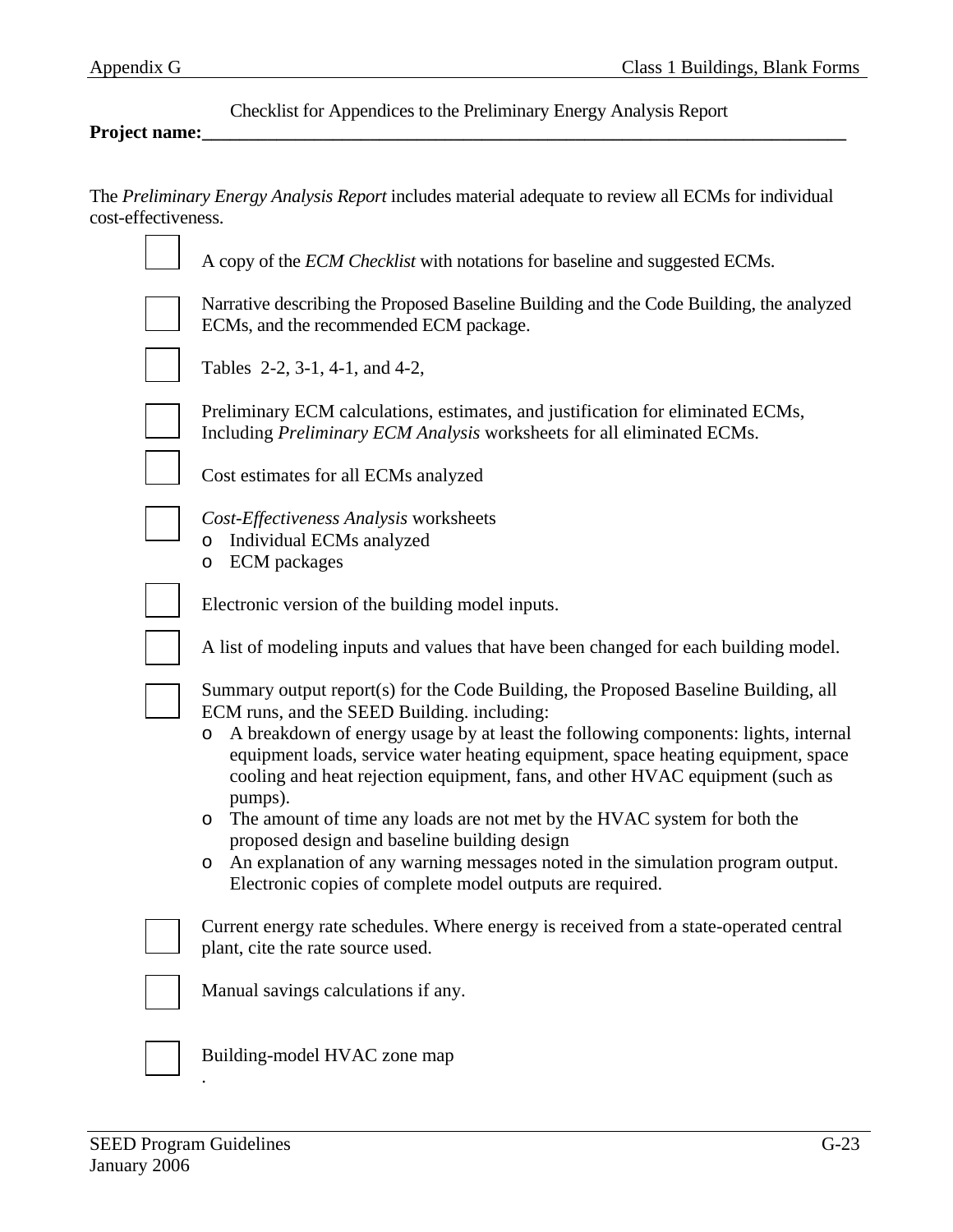Checklist for Appendices to the Preliminary Energy Analysis Report

**Project name:**\_\_\_\_\_\_\_\_\_\_\_\_\_\_\_\_\_\_\_\_\_\_\_\_\_\_\_\_\_\_\_\_\_\_\_\_\_\_\_\_\_\_\_\_\_\_\_\_\_\_\_\_\_\_\_\_\_\_\_\_\_\_\_\_\_\_\_\_\_\_

The *Preliminary Energy Analysis Report* includes material adequate to review all ECMs for individual cost-effectiveness.

- [ ] A copy of the *ECM Checklist* with notations for baseline and suggested ECMs.
- [ ] Narrative describing the Proposed Baseline Building and the Code Building, the analyzed ECMs, and the recommended ECM package.
- [ ] Tables 2-2, 3-1, 4-1, and 4-2,
- [ ] Preliminary ECM calculations, estimates, and justification for eliminated ECMs, Including *Preliminary ECM Analysis* worksheets for all eliminated ECMs.
- [ ] Cost estimates for all ECMs analyzed
- [ ] *Cost-Effectiveness Analysis* worksheets
  - Individual ECMs analyzed
  - ECM packages
- [ ] Electronic version of the building model inputs.
- [ ] A list of modeling inputs and values that have been changed for each building model.
- [ ] Summary output report(s) for the Code Building, the Proposed Baseline Building, all ECM runs, and the SEED Building. including:
  - A breakdown of energy usage by at least the following components: lights, internal equipment loads, service water heating equipment, space heating equipment, space cooling and heat rejection equipment, fans, and other HVAC equipment (such as pumps).
  - The amount of time any loads are not met by the HVAC system for both the proposed design and baseline building design
  - An explanation of any warning messages noted in the simulation program output. Electronic copies of complete model outputs are required.
- [ ] Current energy rate schedules. Where energy is received from a state-operated central plant, cite the rate source used.
- [ ] Manual savings calculations if any.
- [ ] Building-model HVAC zone map
.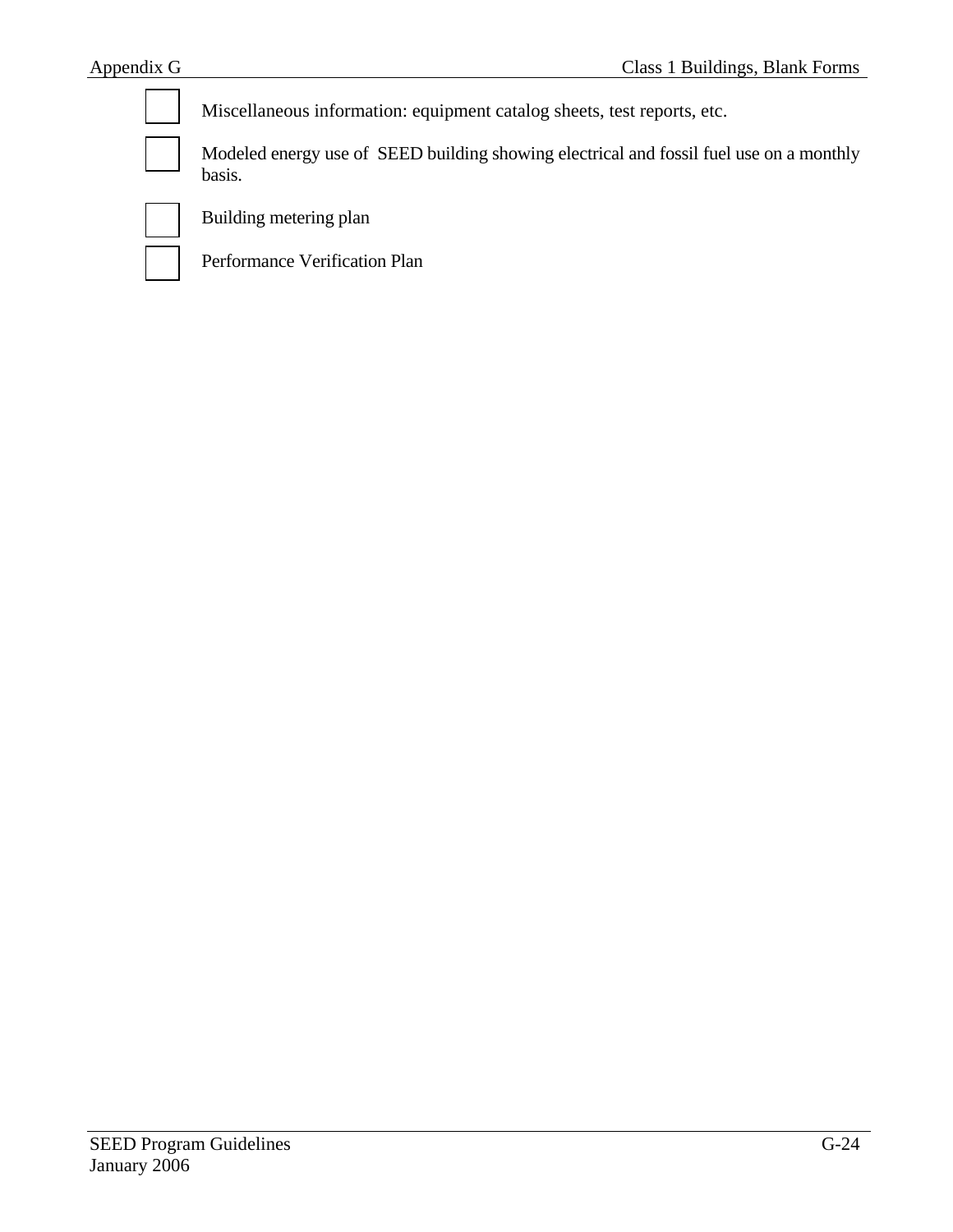- [ ] Miscellaneous information: equipment catalog sheets, test reports, etc.
- [ ] Modeled energy use of SEED building showing electrical and fossil fuel use on a monthly basis.
- [ ] Building metering plan
- [ ] Performance Verification Plan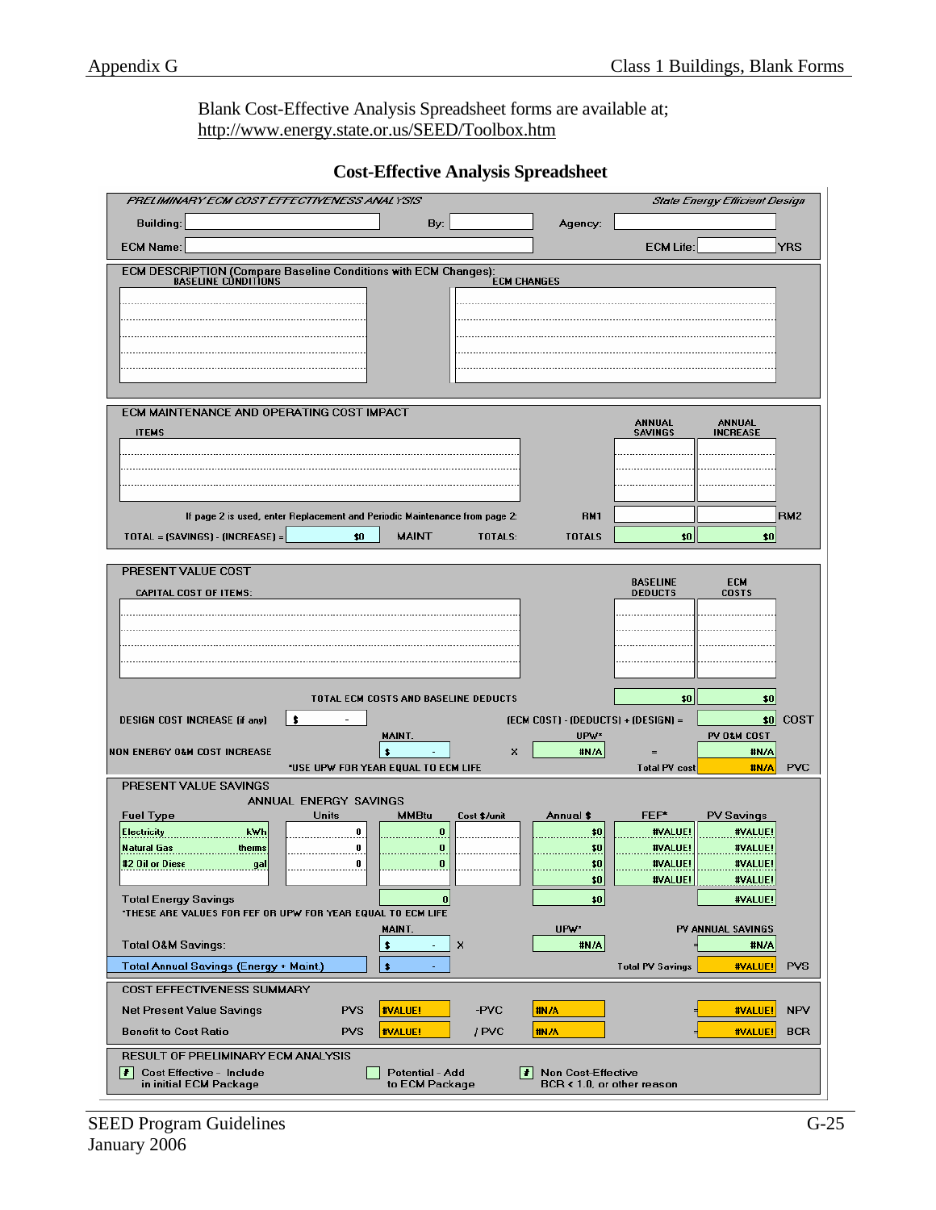Blank Cost-Effective Analysis Spreadsheet forms are available at;
http://www.energy.state.or.us/SEED/Toolbox.htm

## Cost-Effective Analysis Spreadsheet

*PRELIMINARY ECM COST EFFECTIVENESS ANALYSIS* — *State Energy Efficient Design*

Building: ______ By: ______ Agency: ______

ECM Name: ______ ECM Life: ______ YRS

**ECM DESCRIPTION (Compare Baseline Conditions with ECM Changes):**

| BASELINE CONDITIONS | ECM CHANGES |
|---|---|
| | |
| | |
| | |
| | |
| | |

**ECM MAINTENANCE AND OPERATING COST IMPACT**

| ITEMS | ANNUAL SAVINGS | ANNUAL INCREASE |
|---|---|---|
| | | |
| | | |
| | | |
| | | |
| If page 2 is used, enter Replacement and Periodic Maintenance from page 2: RM1 | | RM2 |
| TOTAL = (SAVINGS) - (INCREASE) = $0 MAINT TOTALS: TOTALS | $0 | $0 |

**PRESENT VALUE COST**

| CAPITAL COST OF ITEMS: | BASELINE DEDUCTS | ECM COSTS |
|---|---|---|
| | | |
| | | |
| | | |
| | | |
| | | |
| TOTAL ECM COSTS AND BASELINE DEDUCTS | $0 | $0 |

DESIGN COST INCREASE (if any) $ - (ECM COST) - (DEDUCTS) + (DESIGN) = $0 COST

| | MAINT. | | UPW* | | PV O&M COST | |
|---|---|---|---|---|---|---|
| NON ENERGY O&M COST INCREASE | $ - | X | #N/A | = | #N/A | |
| *USE UPW FOR YEAR EQUAL TO ECM LIFE | | | | Total PV cost | #N/A | PVC |

**PRESENT VALUE SAVINGS**

ANNUAL ENERGY SAVINGS

| Fuel Type | | Units | MMBtu | Cost $/unit | Annual $ | FEF* | PV Savings |
|---|---|---|---|---|---|---|---|
| Electricity | kWh | 0 | 0 | | $0 | #VALUE! | #VALUE! |
| Natural Gas | therms | 0 | 0 | | $0 | #VALUE! | #VALUE! |
| #2 Oil or Diese | gal | 0 | 0 | | $0 | #VALUE! | #VALUE! |
| | | | | | $0 | #VALUE! | #VALUE! |
| Total Energy Savings | | | 0 | | $0 | | #VALUE! |

*THESE ARE VALUES FOR FEF OR UPW FOR YEAR EQUAL TO ECM LIFE

| | MAINT. | | UPW* | | PV ANNUAL SAVINGS | |
|---|---|---|---|---|---|---|
| Total O&M Savings: | $ - | X | #N/A | = | #N/A | |
| Total Annual Savings (Energy + Maint.) | $ - | | | Total PV Savings | #VALUE! | PVS |

**COST EFFECTIVENESS SUMMARY**

| | | | | | | | |
|---|---|---|---|---|---|---|---|
| Net Present Value Savings | PVS | #VALUE! | -PVC | #N/A | = | #VALUE! | NPV |
| Benefit to Cost Ratio | PVS | #VALUE! | / PVC | #N/A | = | #VALUE! | BCR |

**RESULT OF PRELIMINARY ECM ANALYSIS**

- [#] Cost Effective - Include in initial ECM Package
- [ ] Potential - Add to ECM Package
- [#] Non Cost-Effective BCR < 1.0, or other reason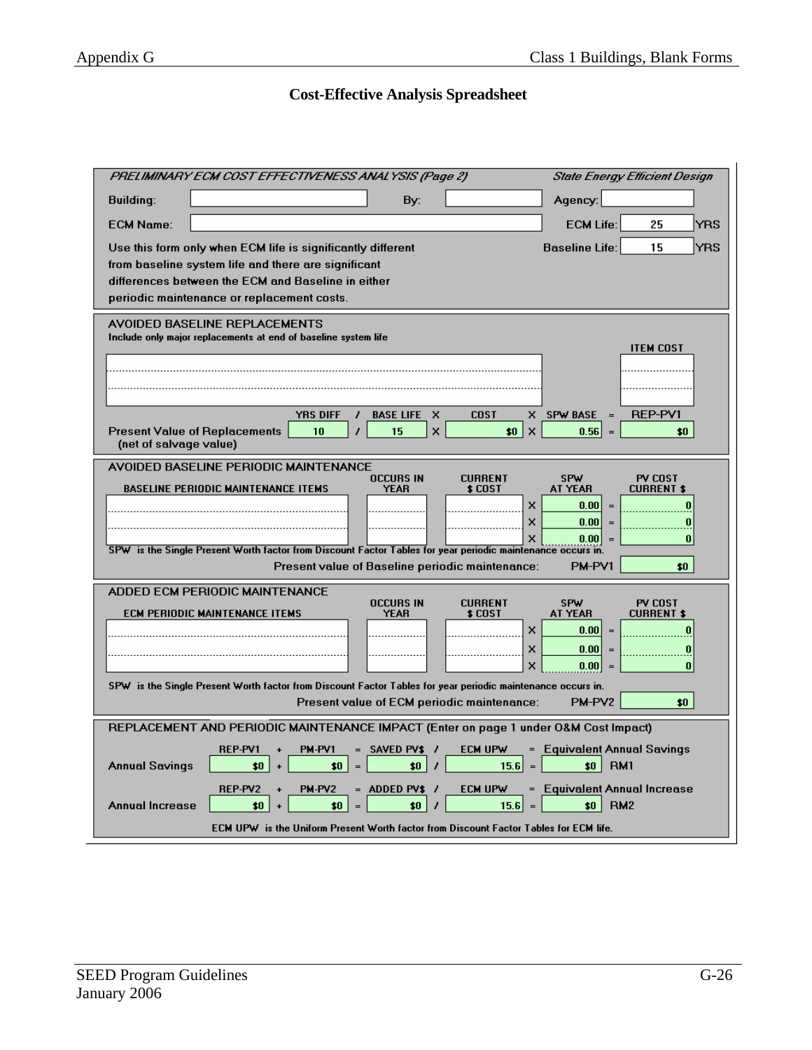# Cost-Effective Analysis Spreadsheet

*PRELIMINARY ECM COST EFFECTIVENESS ANALYSIS (Page 2)* — *State Energy Efficient Design*

Building: ______ By: ______ Agency: ______

ECM Name: ______ ECM Life: 25 YRS

Baseline Life: 15 YRS

Use this form only when ECM life is significantly different from baseline system life and there are significant differences between the ECM and Baseline in either periodic maintenance or replacement costs.

## AVOIDED BASELINE REPLACEMENTS

Include only major replacements at end of baseline system life

| | ITEM COST |
|---|---|
| | |
| | |
| | |

| | YRS DIFF | / | BASE LIFE | X | COST | X | SPW BASE | = | REP-PV1 |
|---|---|---|---|---|---|---|---|---|---|
| Present Value of Replacements (net of salvage value) | 10 | / | 15 | X | $0 | X | 0.56 | = | $0 |

## AVOIDED BASELINE PERIODIC MAINTENANCE

| BASELINE PERIODIC MAINTENANCE ITEMS | OCCURS IN YEAR | CURRENT $ COST | | SPW AT YEAR | | PV COST CURRENT $ |
|---|---|---|---|---|---|---|
| | | | X | 0.00 | = | 0 |
| | | | X | 0.00 | = | 0 |
| | | | X | 0.00 | = | 0 |

SPW is the Single Present Worth factor from Discount Factor Tables for year periodic maintenance occurs in.

Present value of Baseline periodic maintenance: PM-PV1 $0

## ADDED ECM PERIODIC MAINTENANCE

| ECM PERIODIC MAINTENANCE ITEMS | OCCURS IN YEAR | CURRENT $ COST | | SPW AT YEAR | | PV COST CURRENT $ |
|---|---|---|---|---|---|---|
| | | | X | 0.00 | = | 0 |
| | | | X | 0.00 | = | 0 |
| | | | X | 0.00 | = | 0 |

SPW is the Single Present Worth factor from Discount Factor Tables for year periodic maintenance occurs in.

Present value of ECM periodic maintenance: PM-PV2 $0

## REPLACEMENT AND PERIODIC MAINTENANCE IMPACT (Enter on page 1 under O&M Cost Impact)

| | REP-PV1 | + | PM-PV1 | = | SAVED PV$ | / | ECM UPW | = | Equivalent Annual Savings | |
|---|---|---|---|---|---|---|---|---|---|---|
| Annual Savings | $0 | + | $0 | = | $0 | / | 15.6 | = | $0 | RM1 |

| | REP-PV2 | + | PM-PV2 | = | ADDED PV$ | / | ECM UPW | = | Equivalent Annual Increase | |
|---|---|---|---|---|---|---|---|---|---|---|
| Annual Increase | $0 | + | $0 | = | $0 | / | 15.6 | = | $0 | RM2 |

ECM UPW is the Uniform Present Worth factor from Discount Factor Tables for ECM life.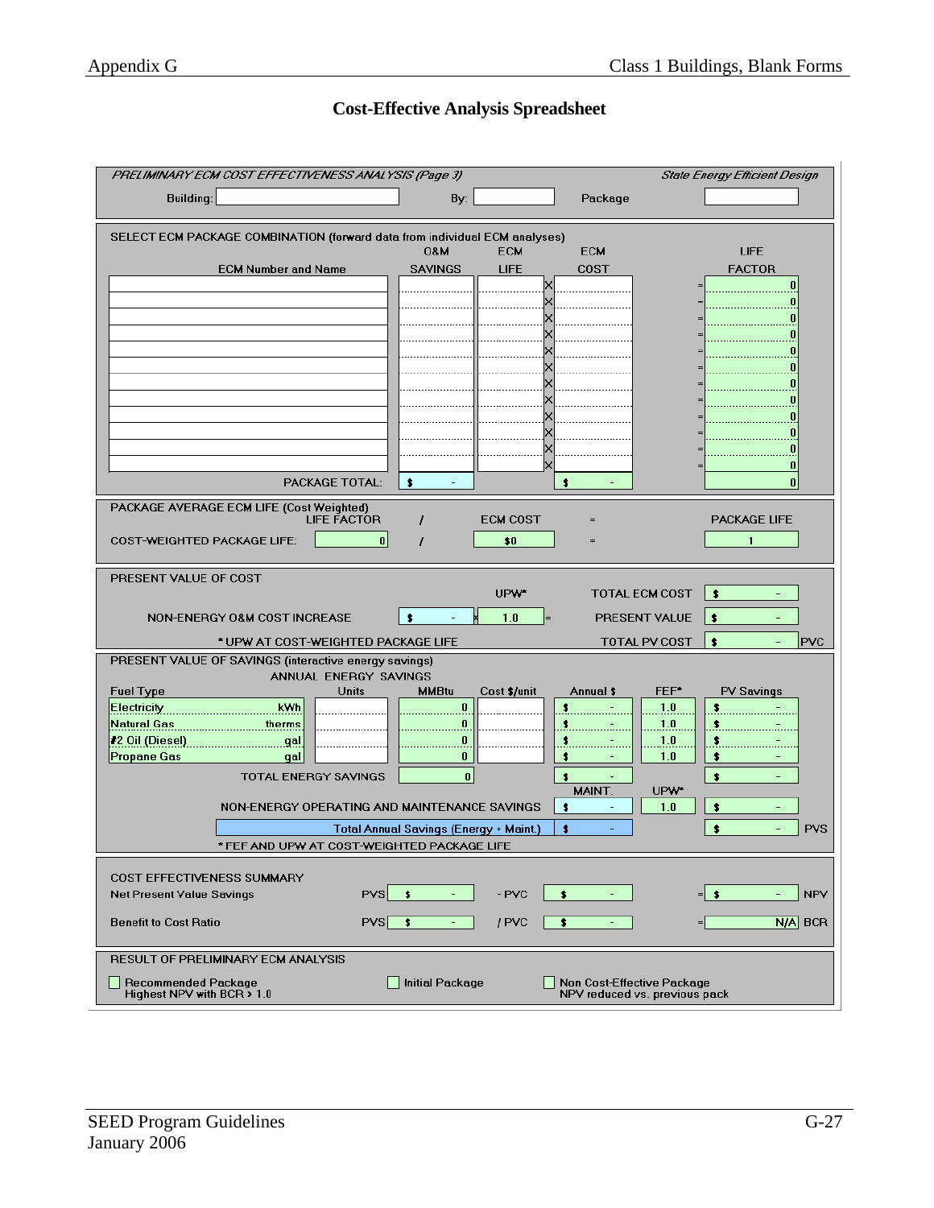# Cost-Effective Analysis Spreadsheet

*PRELIMINARY ECM COST EFFECTIVENESS ANALYSIS (Page 3)* — *State Energy Efficient Design*

Building: ______ By: ______ Package ______

**SELECT ECM PACKAGE COMBINATION (forward data from individual ECM analyses)**

| ECM Number and Name | O&M SAVINGS | ECM LIFE | | ECM COST | | LIFE FACTOR |
|---|---|---|---|---|---|---|
| | | | X | | = | 0 |
| | | | X | | = | 0 |
| | | | X | | = | 0 |
| | | | X | | = | 0 |
| | | | X | | = | 0 |
| | | | X | | = | 0 |
| | | | X | | = | 0 |
| | | | X | | = | 0 |
| | | | X | | = | 0 |
| | | | X | | = | 0 |
| | | | X | | = | 0 |
| | | | X | | = | 0 |
| PACKAGE TOTAL: | $ - | | | $ - | | 0 |

**PACKAGE AVERAGE ECM LIFE (Cost Weighted)**

| | LIFE FACTOR | / | ECM COST | = | PACKAGE LIFE |
|---|---|---|---|---|---|
| COST-WEIGHTED PACKAGE LIFE: | 0 | / | $0 | = | 1 |

**PRESENT VALUE OF COST**

| | | | UPW* | | | |
|---|---|---|---|---|---|---|
| | | | | | TOTAL ECM COST | $ - |
| NON-ENERGY O&M COST INCREASE | $ - | x | 1.0 | = | PRESENT VALUE | $ - |
| * UPW AT COST-WEIGHTED PACKAGE LIFE | | | | | TOTAL PV COST | $ - PVC |

**PRESENT VALUE OF SAVINGS (interactive energy savings)**

ANNUAL ENERGY SAVINGS

| Fuel Type | | Units | MMBtu | Cost $/unit | Annual $ | FEF* | PV Savings |
|---|---|---|---|---|---|---|---|
| Electricity | kWh | | 0 | | $ - | 1.0 | $ - |
| Natural Gas | therms | | 0 | | $ - | 1.0 | $ - |
| #2 Oil (Diesel) | gal | | 0 | | $ - | 1.0 | $ - |
| Propane Gas | gal | | 0 | | $ - | 1.0 | $ - |
| TOTAL ENERGY SAVINGS | | | 0 | | $ - | | $ - |
| | | | | | MAINT. | UPW* | |
| NON-ENERGY OPERATING AND MAINTENANCE SAVINGS | | | | | $ - | 1.0 | $ - |
| Total Annual Savings (Energy + Maint.) | | | | | $ - | | $ - PVS |

* FEF AND UPW AT COST-WEIGHTED PACKAGE LIFE

**COST EFFECTIVENESS SUMMARY**

| | | | | | | |
|---|---|---|---|---|---|---|
| Net Present Value Savings | PVS | $ - | - PVC | $ - | = | $ - NPV |
| Benefit to Cost Ratio | PVS | $ - | / PVC | $ - | = | N/A BCR |

**RESULT OF PRELIMINARY ECM ANALYSIS**

☐ Recommended Package
Highest NPV with BCR > 1.0

☐ Initial Package

☐ Non Cost-Effective Package
NPV reduced vs. previous pack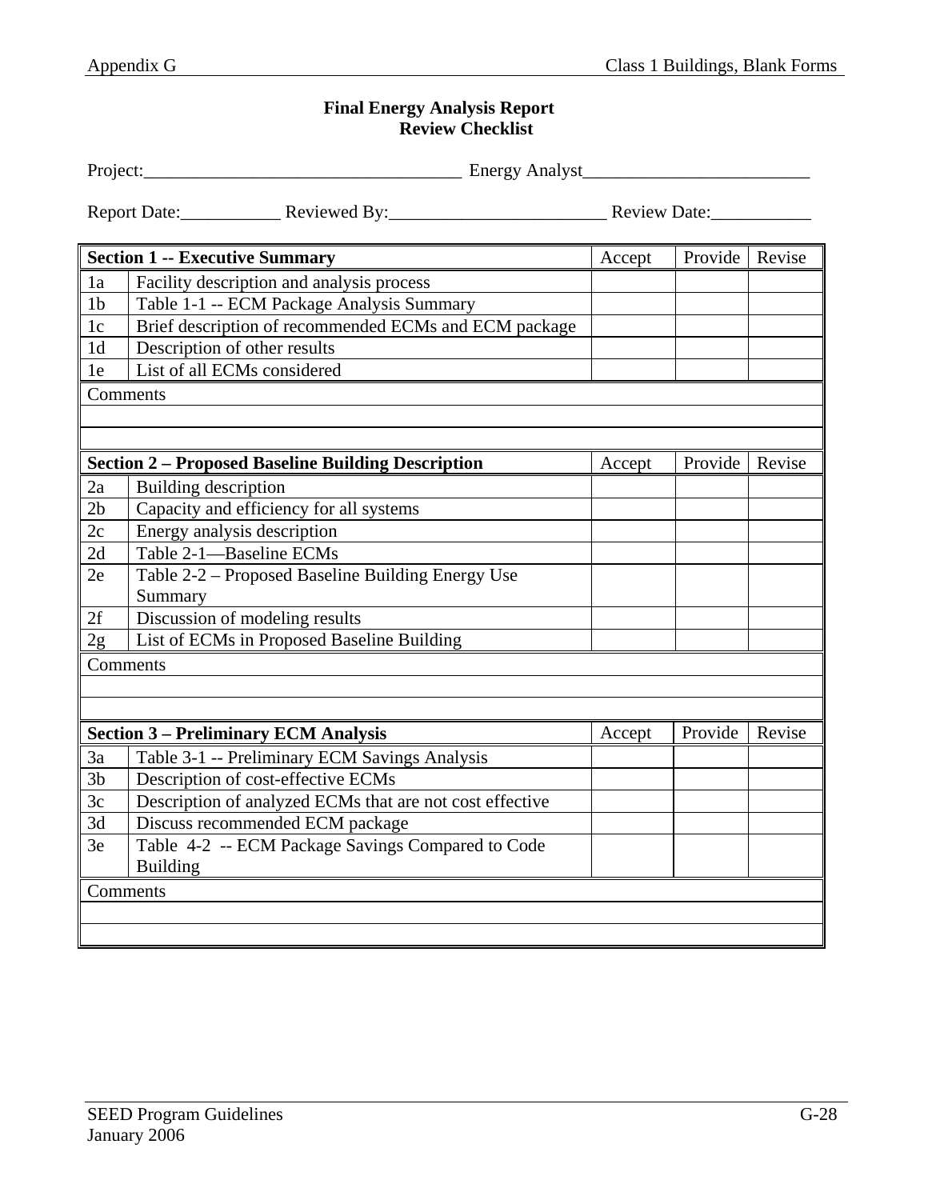## Final Energy Analysis Report
## Review Checklist

Project:___________________________________ Energy Analyst_________________________

Report Date:___________ Reviewed By:________________________ Review Date:___________

| **Section 1 -- Executive Summary** | | Accept | Provide | Revise |
|---|---|---|---|---|
| 1a | Facility description and analysis process | | | |
| 1b | Table 1-1 -- ECM Package Analysis Summary | | | |
| 1c | Brief description of recommended ECMs and ECM package | | | |
| 1d | Description of other results | | | |
| 1e | List of all ECMs considered | | | |
| Comments | | | | |
| | | | | |
| | | | | |

| **Section 2 – Proposed Baseline Building Description** | | Accept | Provide | Revise |
|---|---|---|---|---|
| 2a | Building description | | | |
| 2b | Capacity and efficiency for all systems | | | |
| 2c | Energy analysis description | | | |
| 2d | Table 2-1—Baseline ECMs | | | |
| 2e | Table 2-2 – Proposed Baseline Building Energy Use Summary | | | |
| 2f | Discussion of modeling results | | | |
| 2g | List of ECMs in Proposed Baseline Building | | | |
| Comments | | | | |
| | | | | |
| | | | | |

| **Section 3 – Preliminary ECM Analysis** | | Accept | Provide | Revise |
|---|---|---|---|---|
| 3a | Table 3-1 -- Preliminary ECM Savings Analysis | | | |
| 3b | Description of cost-effective ECMs | | | |
| 3c | Description of analyzed ECMs that are not cost effective | | | |
| 3d | Discuss recommended ECM package | | | |
| 3e | Table 4-2 -- ECM Package Savings Compared to Code Building | | | |
| Comments | | | | |
| | | | | |
| | | | | |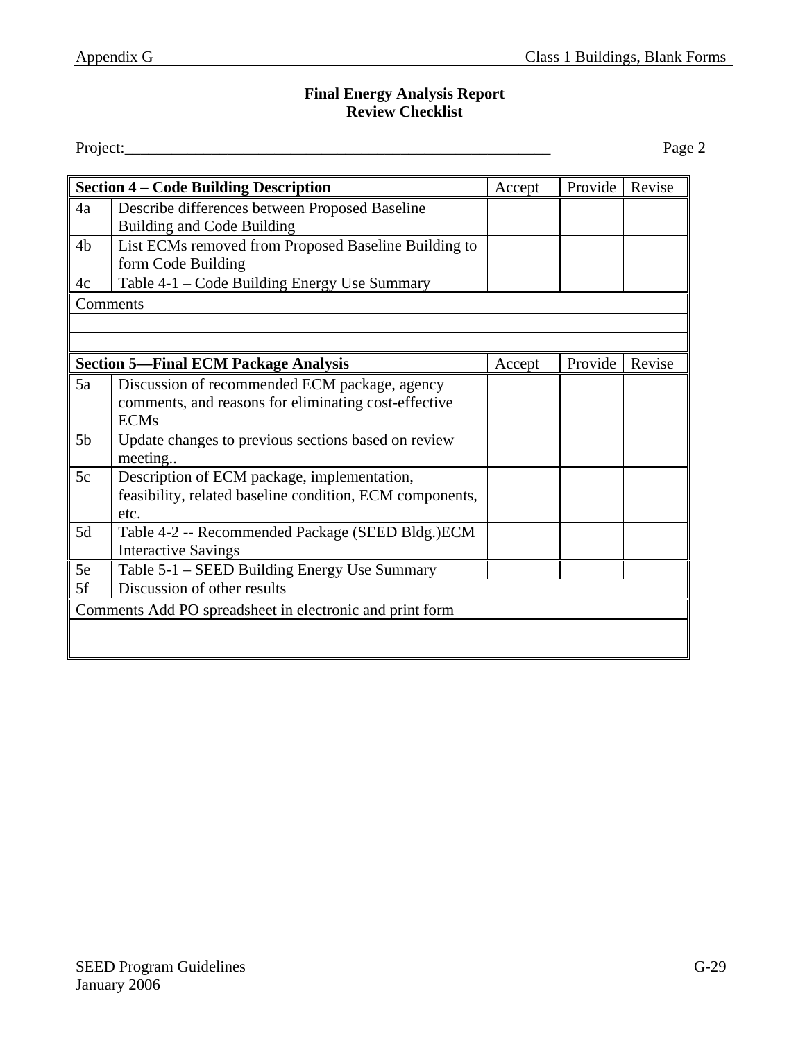**Final Energy Analysis Report**
**Review Checklist**

Project:_______________________________________________________ Page 2

| **Section 4 – Code Building Description** | | Accept | Provide | Revise |
|---|---|---|---|---|
| 4a | Describe differences between Proposed Baseline Building and Code Building | | | |
| 4b | List ECMs removed from Proposed Baseline Building to form Code Building | | | |
| 4c | Table 4-1 – Code Building Energy Use Summary | | | |
| Comments | | | | |
| | | | | |
| | | | | |

| **Section 5—Final ECM Package Analysis** | | Accept | Provide | Revise |
|---|---|---|---|---|
| 5a | Discussion of recommended ECM package, agency comments, and reasons for eliminating cost-effective ECMs | | | |
| 5b | Update changes to previous sections based on review meeting.. | | | |
| 5c | Description of ECM package, implementation, feasibility, related baseline condition, ECM components, etc. | | | |
| 5d | Table 4-2 -- Recommended Package (SEED Bldg.)ECM Interactive Savings | | | |
| 5e | Table 5-1 – SEED Building Energy Use Summary | | | |
| 5f | Discussion of other results | | | |
| Comments Add PO spreadsheet in electronic and print form | | | | |
| | | | | |
| | | | | |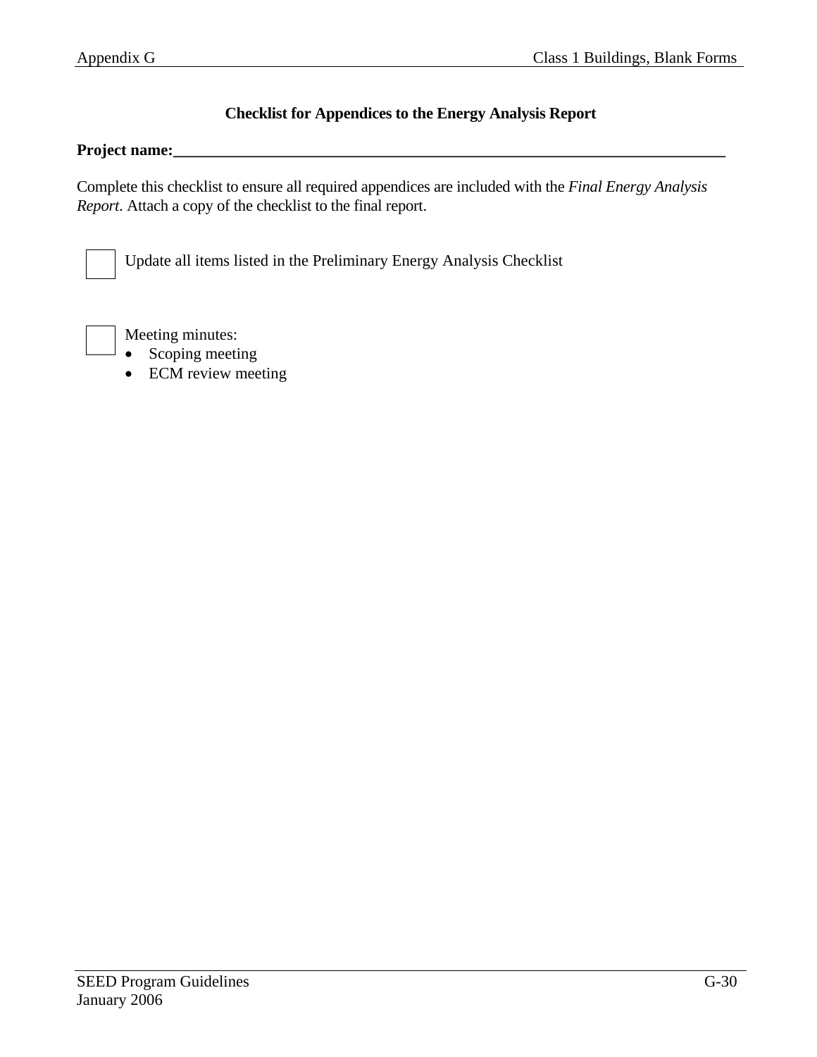**Checklist for Appendices to the Energy Analysis Report**

**Project name:**\_\_\_\_\_\_\_\_\_\_\_\_\_\_\_\_\_\_\_\_\_\_\_\_\_\_\_\_\_\_\_\_\_\_\_\_\_\_\_\_\_\_\_\_\_\_\_\_\_\_\_\_\_\_\_\_\_\_\_\_\_\_\_\_\_\_\_\_\_\_

Complete this checklist to ensure all required appendices are included with the *Final Energy Analysis Report*. Attach a copy of the checklist to the final report.

- [ ] Update all items listed in the Preliminary Energy Analysis Checklist

- [ ] Meeting minutes:
  - Scoping meeting
  - ECM review meeting